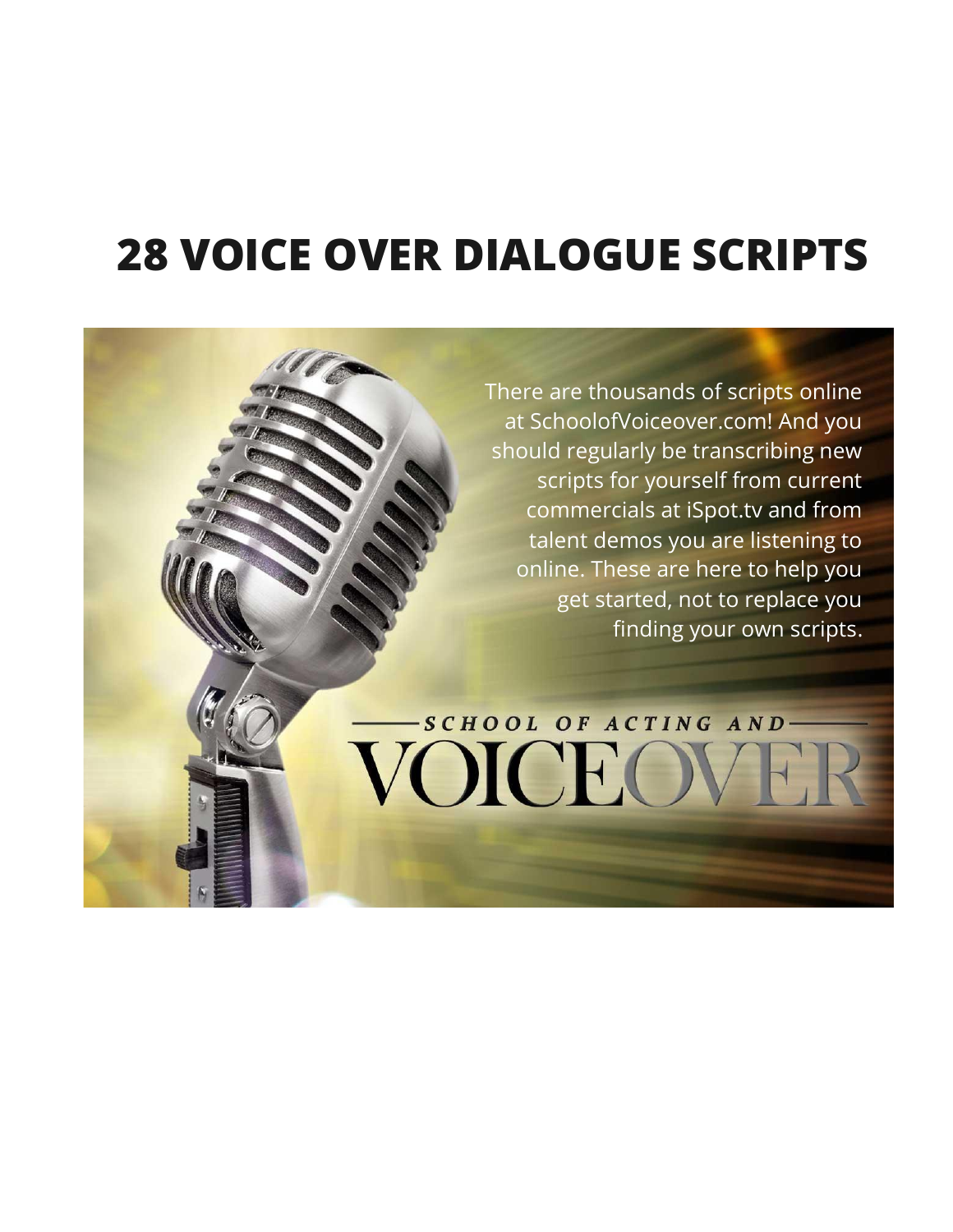# 28 VOICE OVER DIALOGUE SCRIPTS

There are thousands of scripts online at SchoolofVoiceover.com! And you should regularly be transcribing new scripts for yourself from current commercials at iSpot.tv and from talent demos you are listening to online. These are here to help you get started, not to replace you finding your own scripts.

SCHOOL OF ACTING AND VOICEOVER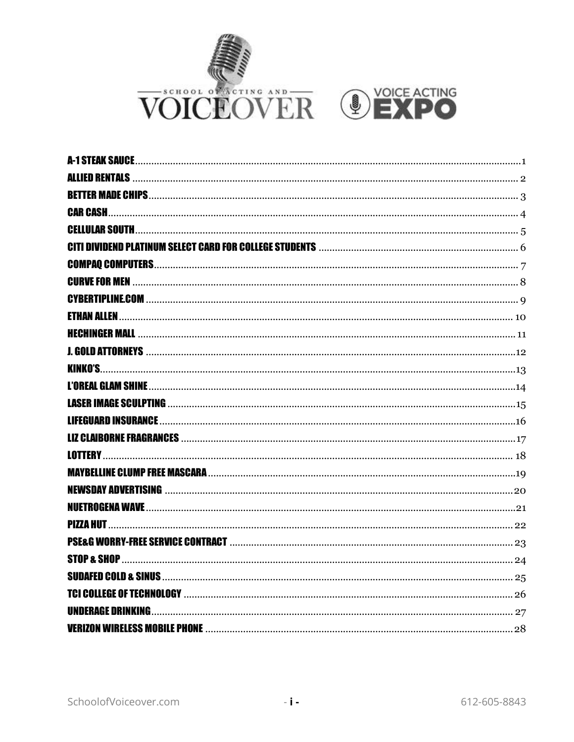SCHOOL OF ACTING AND VOICEOVER

VOICE ACTING EXPO

| | |
|---|---|
| A-1 STEAK SAUCE | 1 |
| ALLIED RENTALS | 2 |
| BETTER MADE CHIPS | 3 |
| CAR CASH | 4 |
| CELLULAR SOUTH | 5 |
| CITI DIVIDEND PLATINUM SELECT CARD FOR COLLEGE STUDENTS | 6 |
| COMPAQ COMPUTERS | 7 |
| CURVE FOR MEN | 8 |
| CYBERTIPLINE.COM | 9 |
| ETHAN ALLEN | 10 |
| HECHINGER MALL | 11 |
| J. GOLD ATTORNEYS | 12 |
| KINKO'S | 13 |
| L'OREAL GLAM SHINE | 14 |
| LASER IMAGE SCULPTING | 15 |
| LIFEGUARD INSURANCE | 16 |
| LIZ CLAIBORNE FRAGRANCES | 17 |
| LOTTERY | 18 |
| MAYBELLINE CLUMP FREE MASCARA | 19 |
| NEWSDAY ADVERTISING | 20 |
| NUETROGENA WAVE | 21 |
| PIZZA HUT | 22 |
| PSE&G WORRY-FREE SERVICE CONTRACT | 23 |
| STOP & SHOP | 24 |
| SUDAFED COLD & SINUS | 25 |
| TCI COLLEGE OF TECHNOLOGY | 26 |
| UNDERAGE DRINKING | 27 |
| VERIZON WIRELESS MOBILE PHONE | 28 |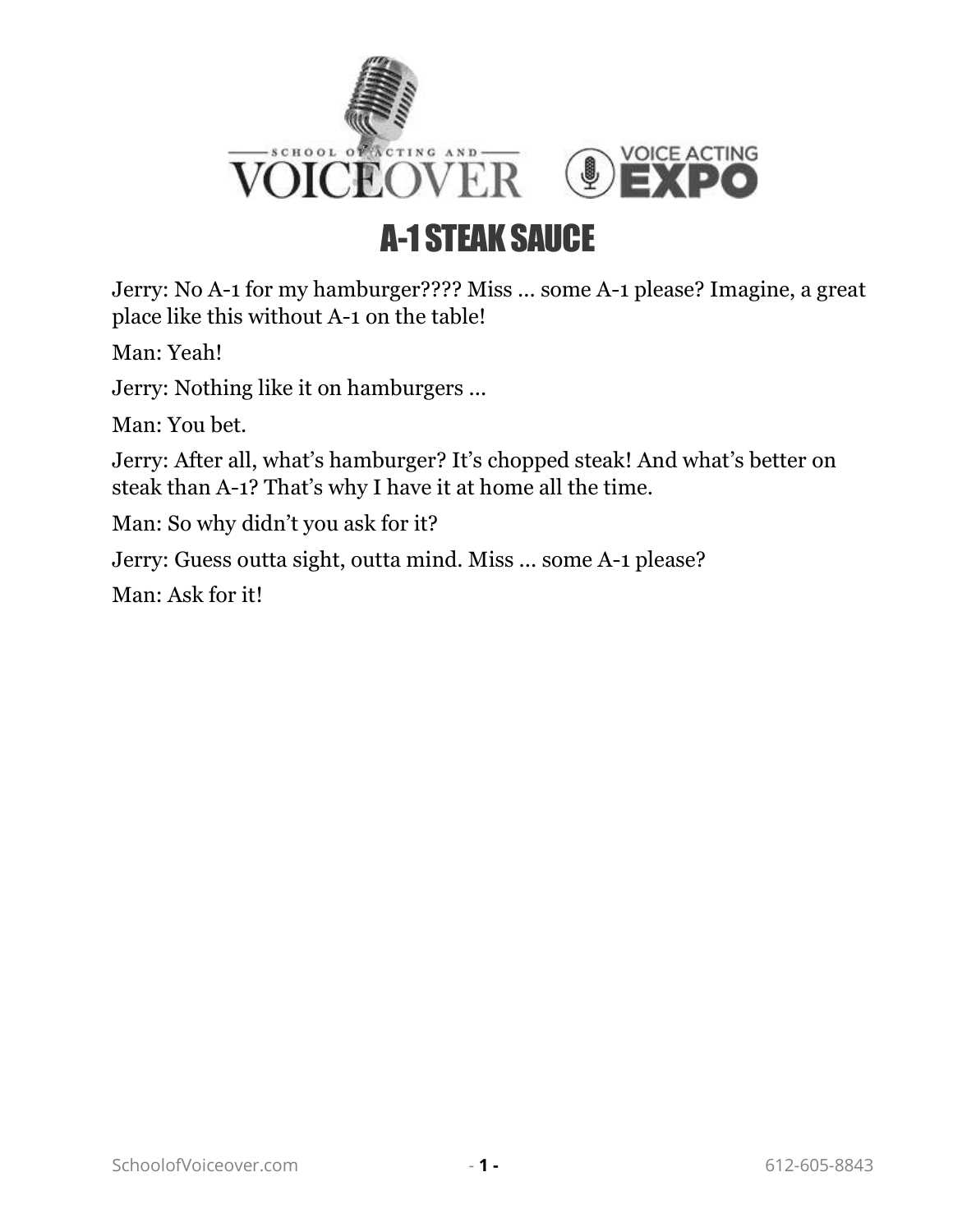# A-1 STEAK SAUCE

Jerry: No A-1 for my hamburger???? Miss … some A-1 please? Imagine, a great place like this without A-1 on the table!

Man: Yeah!

Jerry: Nothing like it on hamburgers …

Man: You bet.

Jerry: After all, what's hamburger? It's chopped steak! And what's better on steak than A-1? That's why I have it at home all the time.

Man: So why didn't you ask for it?

Jerry: Guess outta sight, outta mind. Miss … some A-1 please?

Man: Ask for it!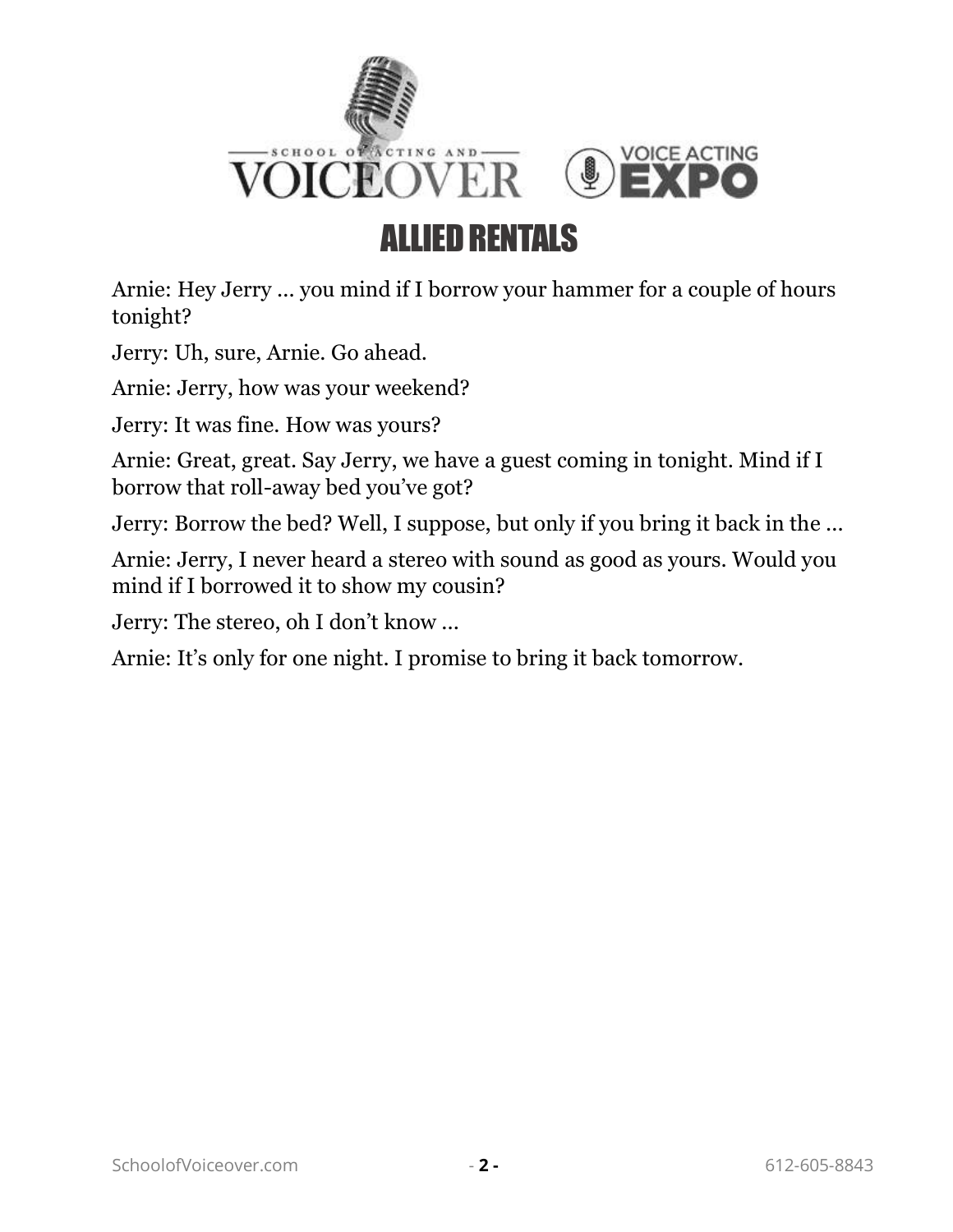# ALLIED RENTALS

Arnie: Hey Jerry … you mind if I borrow your hammer for a couple of hours tonight?

Jerry: Uh, sure, Arnie. Go ahead.

Arnie: Jerry, how was your weekend?

Jerry: It was fine. How was yours?

Arnie: Great, great. Say Jerry, we have a guest coming in tonight. Mind if I borrow that roll-away bed you've got?

Jerry: Borrow the bed? Well, I suppose, but only if you bring it back in the …

Arnie: Jerry, I never heard a stereo with sound as good as yours. Would you mind if I borrowed it to show my cousin?

Jerry: The stereo, oh I don't know …

Arnie: It's only for one night. I promise to bring it back tomorrow.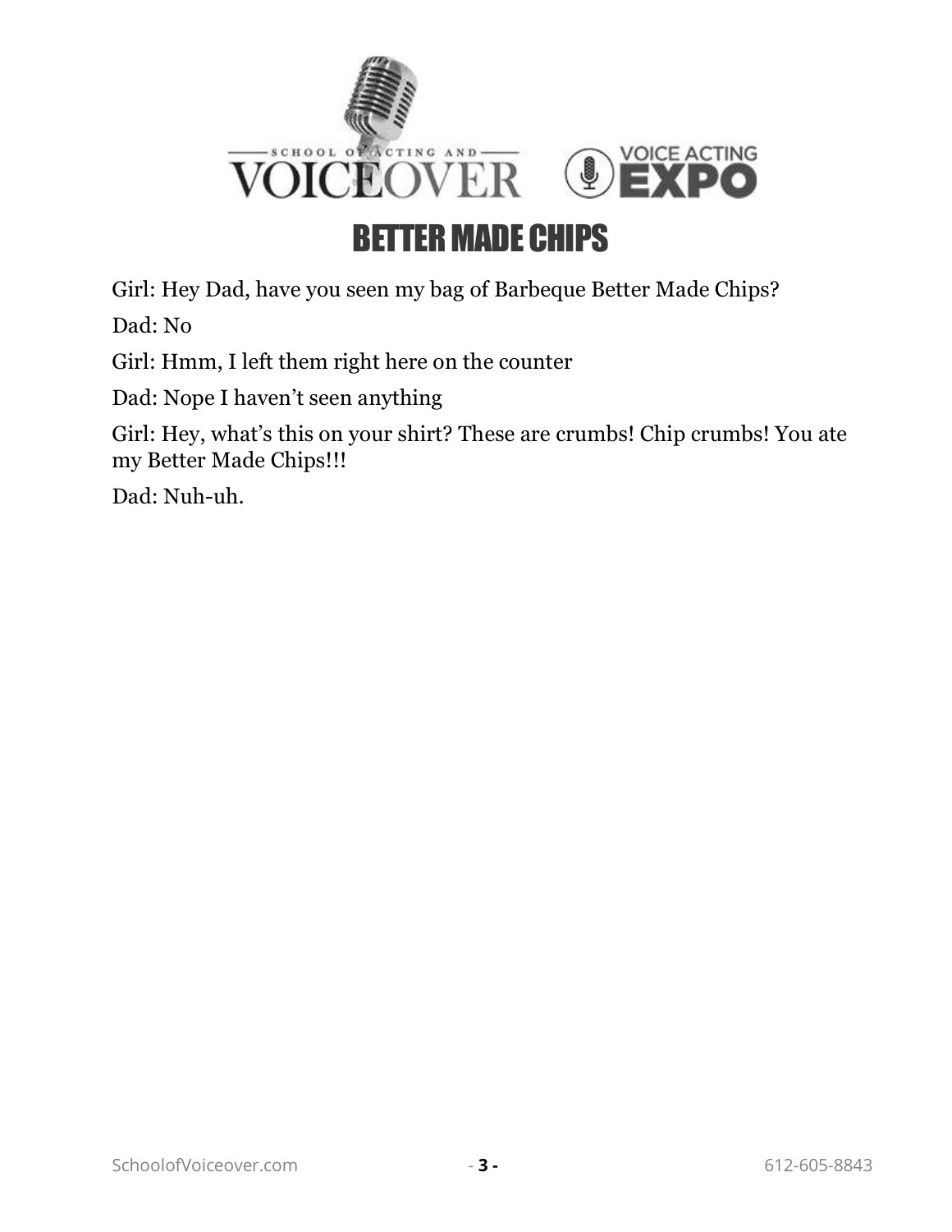# BETTER MADE CHIPS

Girl: Hey Dad, have you seen my bag of Barbeque Better Made Chips?

Dad: No

Girl: Hmm, I left them right here on the counter

Dad: Nope I haven't seen anything

Girl: Hey, what's this on your shirt? These are crumbs! Chip crumbs! You ate my Better Made Chips!!!

Dad: Nuh-uh.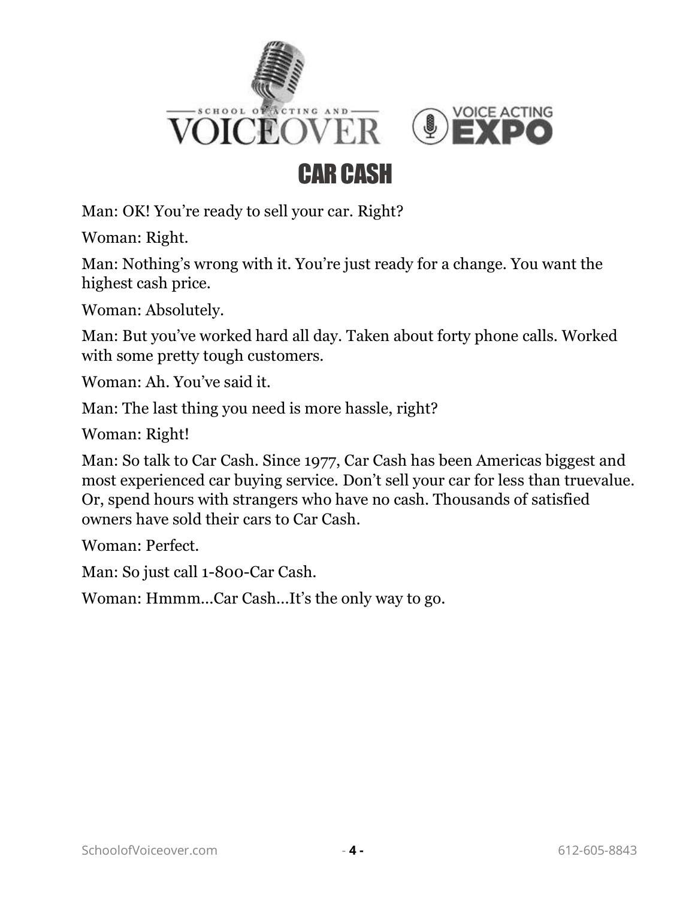# CAR CASH

Man: OK! You're ready to sell your car. Right?

Woman: Right.

Man: Nothing's wrong with it. You're just ready for a change. You want the highest cash price.

Woman: Absolutely.

Man: But you've worked hard all day. Taken about forty phone calls. Worked with some pretty tough customers.

Woman: Ah. You've said it.

Man: The last thing you need is more hassle, right?

Woman: Right!

Man: So talk to Car Cash. Since 1977, Car Cash has been Americas biggest and most experienced car buying service. Don't sell your car for less than truevalue. Or, spend hours with strangers who have no cash. Thousands of satisfied owners have sold their cars to Car Cash.

Woman: Perfect.

Man: So just call 1-800-Car Cash.

Woman: Hmmm…Car Cash…It's the only way to go.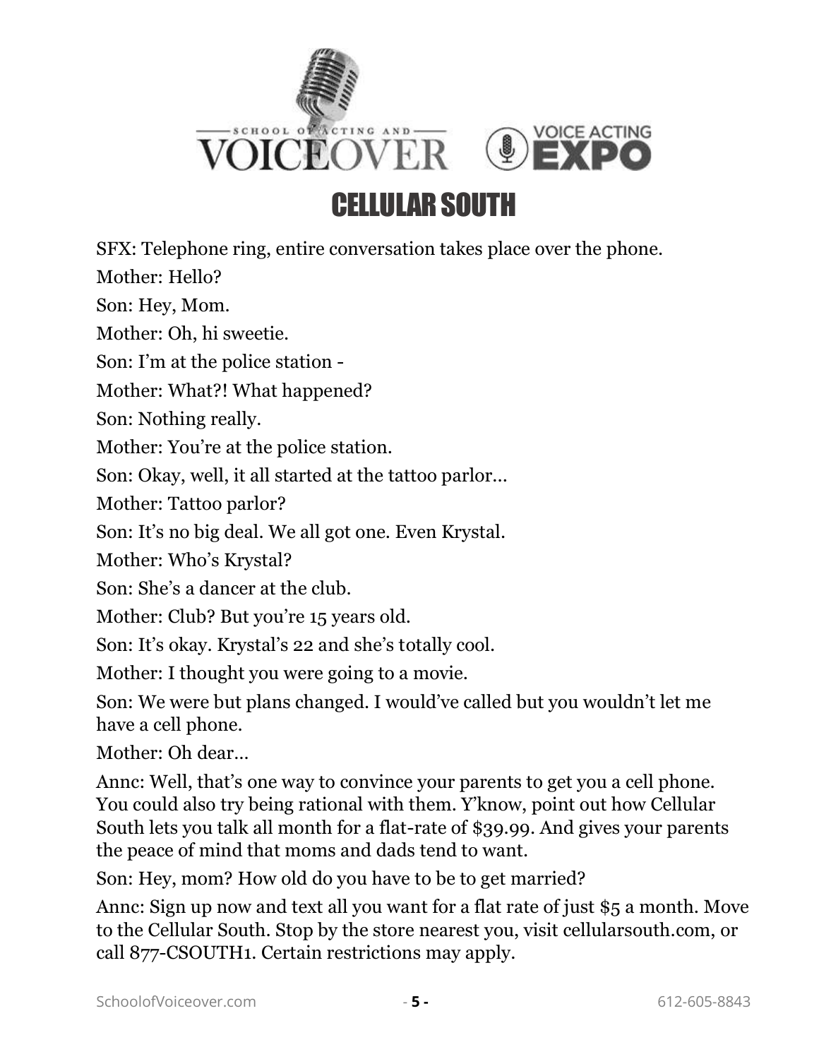# CELLULAR SOUTH

SFX: Telephone ring, entire conversation takes place over the phone.

Mother: Hello?

Son: Hey, Mom.

Mother: Oh, hi sweetie.

Son: I'm at the police station -

Mother: What?! What happened?

Son: Nothing really.

Mother: You're at the police station.

Son: Okay, well, it all started at the tattoo parlor…

Mother: Tattoo parlor?

Son: It's no big deal. We all got one. Even Krystal.

Mother: Who's Krystal?

Son: She's a dancer at the club.

Mother: Club? But you're 15 years old.

Son: It's okay. Krystal's 22 and she's totally cool.

Mother: I thought you were going to a movie.

Son: We were but plans changed. I would've called but you wouldn't let me have a cell phone.

Mother: Oh dear…

Annc: Well, that's one way to convince your parents to get you a cell phone. You could also try being rational with them. Y'know, point out how Cellular South lets you talk all month for a flat-rate of $39.99. And gives your parents the peace of mind that moms and dads tend to want.

Son: Hey, mom? How old do you have to be to get married?

Annc: Sign up now and text all you want for a flat rate of just $5 a month. Move to the Cellular South. Stop by the store nearest you, visit cellularsouth.com, or call 877-CSOUTH1. Certain restrictions may apply.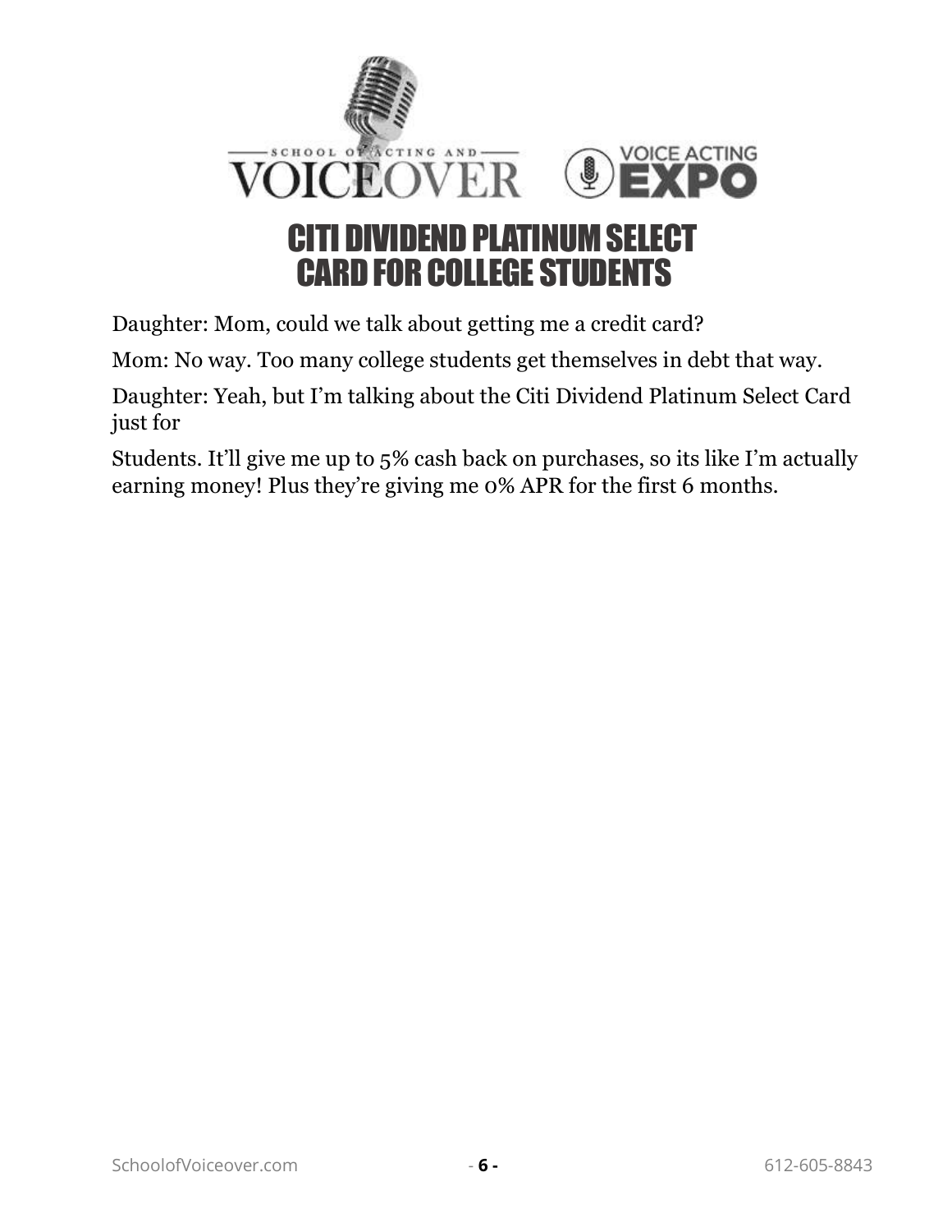# CITI DIVIDEND PLATINUM SELECT CARD FOR COLLEGE STUDENTS

Daughter: Mom, could we talk about getting me a credit card?

Mom: No way. Too many college students get themselves in debt that way.

Daughter: Yeah, but I'm talking about the Citi Dividend Platinum Select Card just for

Students. It'll give me up to 5% cash back on purchases, so its like I'm actually earning money! Plus they're giving me 0% APR for the first 6 months.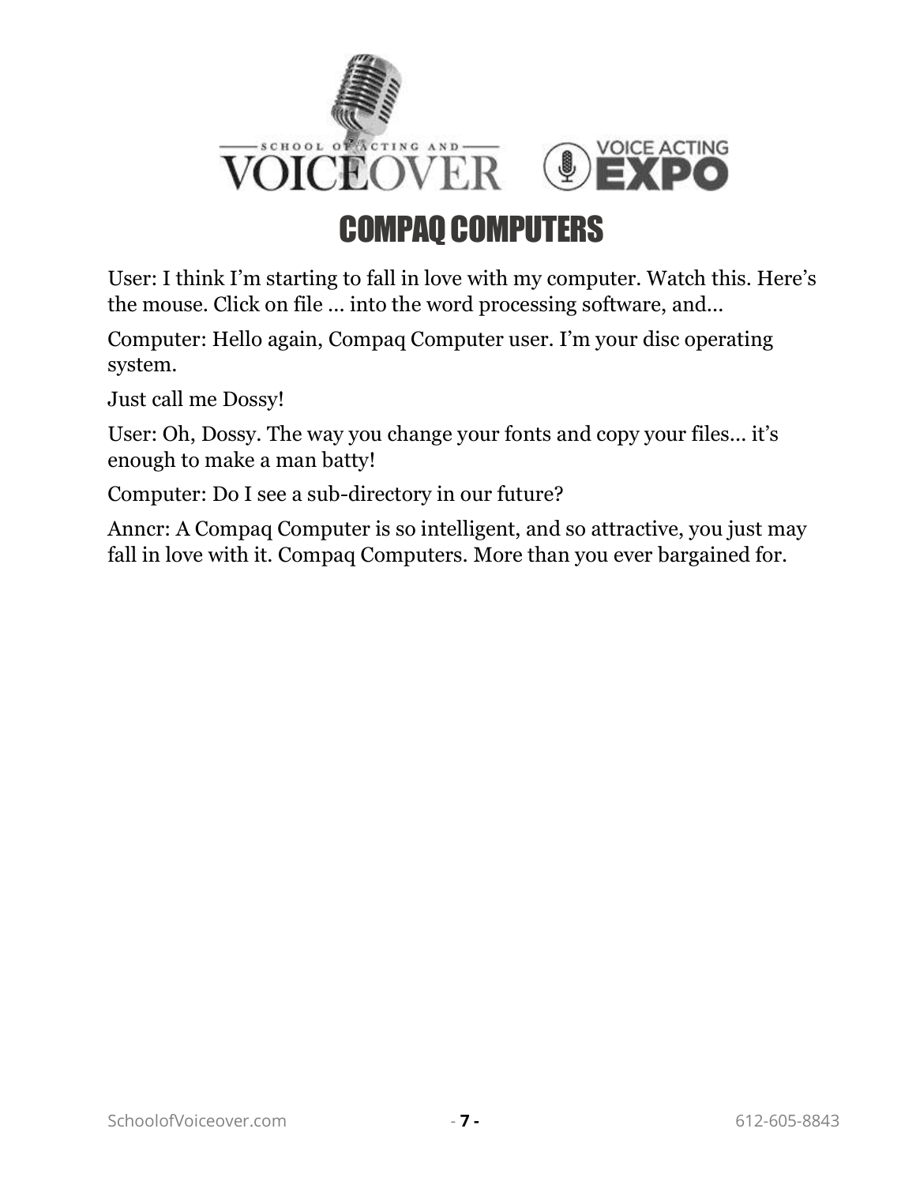# COMPAQ COMPUTERS

User: I think I'm starting to fall in love with my computer. Watch this. Here's the mouse. Click on file ... into the word processing software, and...

Computer: Hello again, Compaq Computer user. I'm your disc operating system.

Just call me Dossy!

User: Oh, Dossy. The way you change your fonts and copy your files... it's enough to make a man batty!

Computer: Do I see a sub-directory in our future?

Anncr: A Compaq Computer is so intelligent, and so attractive, you just may fall in love with it. Compaq Computers. More than you ever bargained for.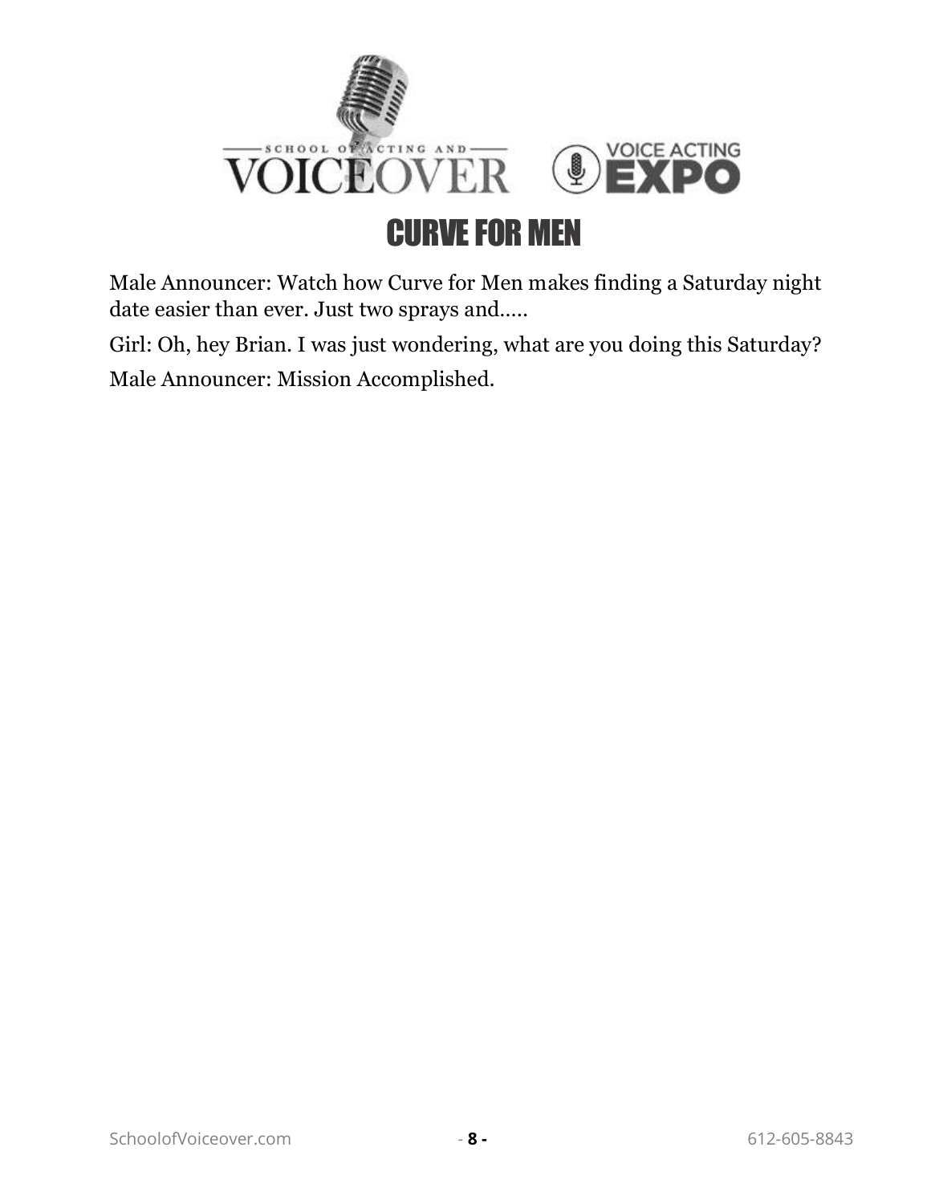# CURVE FOR MEN

Male Announcer: Watch how Curve for Men makes finding a Saturday night date easier than ever. Just two sprays and.....

Girl: Oh, hey Brian. I was just wondering, what are you doing this Saturday?

Male Announcer: Mission Accomplished.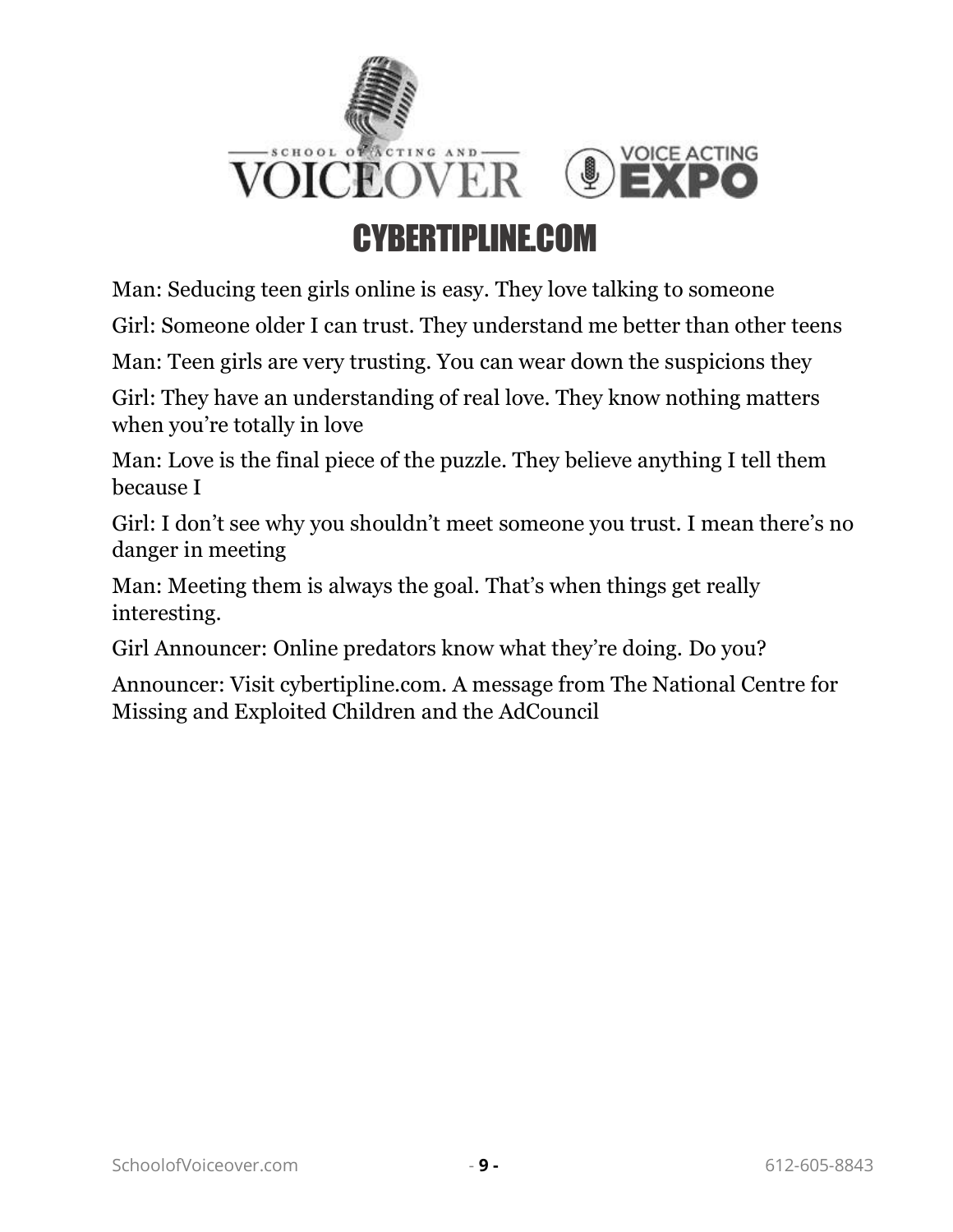# CYBERTIPLINE.COM

Man: Seducing teen girls online is easy. They love talking to someone

Girl: Someone older I can trust. They understand me better than other teens

Man: Teen girls are very trusting. You can wear down the suspicions they

Girl: They have an understanding of real love. They know nothing matters when you're totally in love

Man: Love is the final piece of the puzzle. They believe anything I tell them because I

Girl: I don't see why you shouldn't meet someone you trust. I mean there's no danger in meeting

Man: Meeting them is always the goal. That's when things get really interesting.

Girl Announcer: Online predators know what they're doing. Do you?

Announcer: Visit cybertipline.com. A message from The National Centre for Missing and Exploited Children and the AdCouncil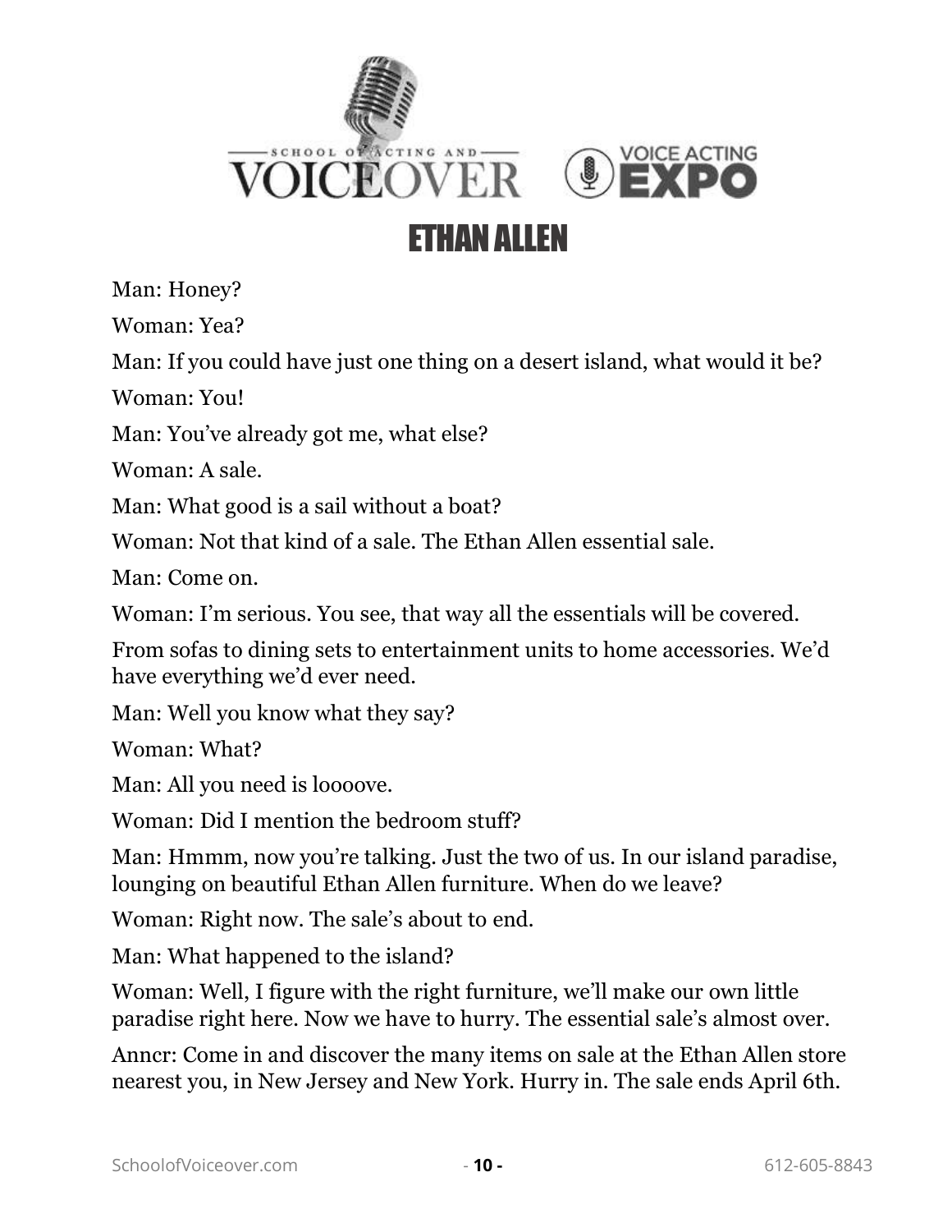# ETHAN ALLEN

Man: Honey?

Woman: Yea?

Man: If you could have just one thing on a desert island, what would it be?

Woman: You!

Man: You've already got me, what else?

Woman: A sale.

Man: What good is a sail without a boat?

Woman: Not that kind of a sale. The Ethan Allen essential sale.

Man: Come on.

Woman: I'm serious. You see, that way all the essentials will be covered.

From sofas to dining sets to entertainment units to home accessories. We'd have everything we'd ever need.

Man: Well you know what they say?

Woman: What?

Man: All you need is loooove.

Woman: Did I mention the bedroom stuff?

Man: Hmmm, now you're talking. Just the two of us. In our island paradise, lounging on beautiful Ethan Allen furniture. When do we leave?

Woman: Right now. The sale's about to end.

Man: What happened to the island?

Woman: Well, I figure with the right furniture, we'll make our own little paradise right here. Now we have to hurry. The essential sale's almost over.

Anncr: Come in and discover the many items on sale at the Ethan Allen store nearest you, in New Jersey and New York. Hurry in. The sale ends April 6th.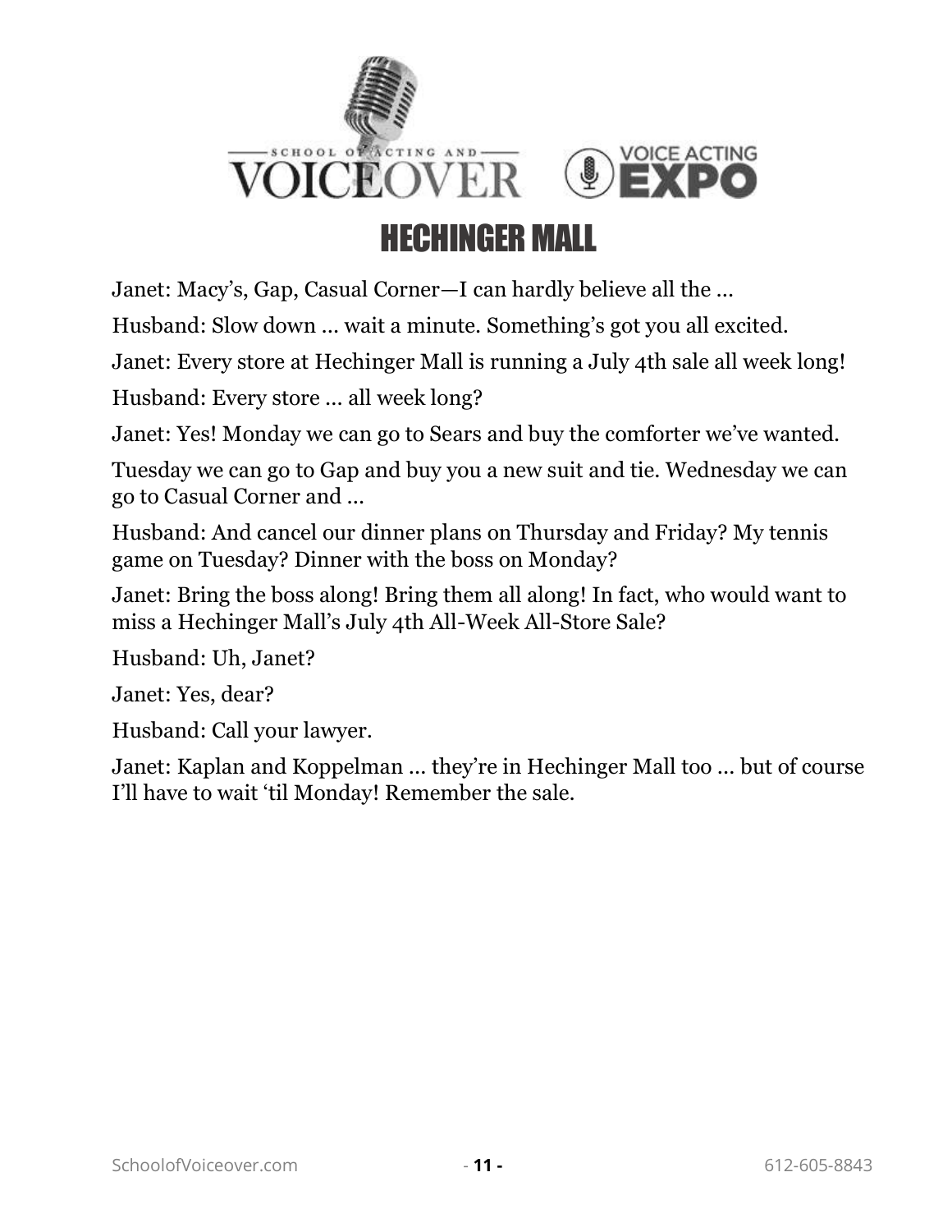# HECHINGER MALL

Janet: Macy's, Gap, Casual Corner—I can hardly believe all the …

Husband: Slow down … wait a minute. Something's got you all excited.

Janet: Every store at Hechinger Mall is running a July 4th sale all week long!

Husband: Every store … all week long?

Janet: Yes! Monday we can go to Sears and buy the comforter we've wanted.

Tuesday we can go to Gap and buy you a new suit and tie. Wednesday we can go to Casual Corner and …

Husband: And cancel our dinner plans on Thursday and Friday? My tennis game on Tuesday? Dinner with the boss on Monday?

Janet: Bring the boss along! Bring them all along! In fact, who would want to miss a Hechinger Mall's July 4th All-Week All-Store Sale?

Husband: Uh, Janet?

Janet: Yes, dear?

Husband: Call your lawyer.

Janet: Kaplan and Koppelman … they're in Hechinger Mall too … but of course I'll have to wait 'til Monday! Remember the sale.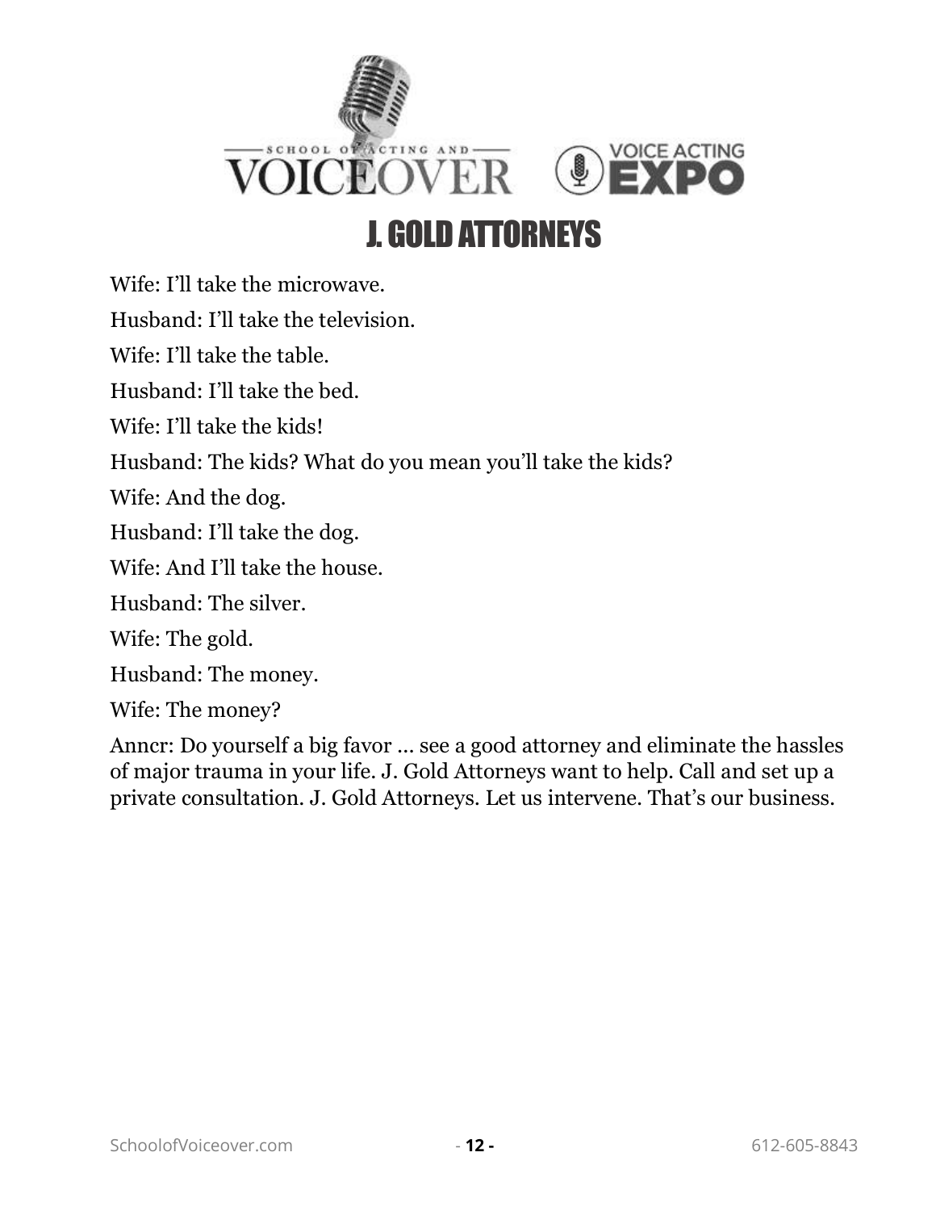# J. GOLD ATTORNEYS

Wife: I'll take the microwave.

Husband: I'll take the television.

Wife: I'll take the table.

Husband: I'll take the bed.

Wife: I'll take the kids!

Husband: The kids? What do you mean you'll take the kids?

Wife: And the dog.

Husband: I'll take the dog.

Wife: And I'll take the house.

Husband: The silver.

Wife: The gold.

Husband: The money.

Wife: The money?

Anncr: Do yourself a big favor … see a good attorney and eliminate the hassles of major trauma in your life. J. Gold Attorneys want to help. Call and set up a private consultation. J. Gold Attorneys. Let us intervene. That's our business.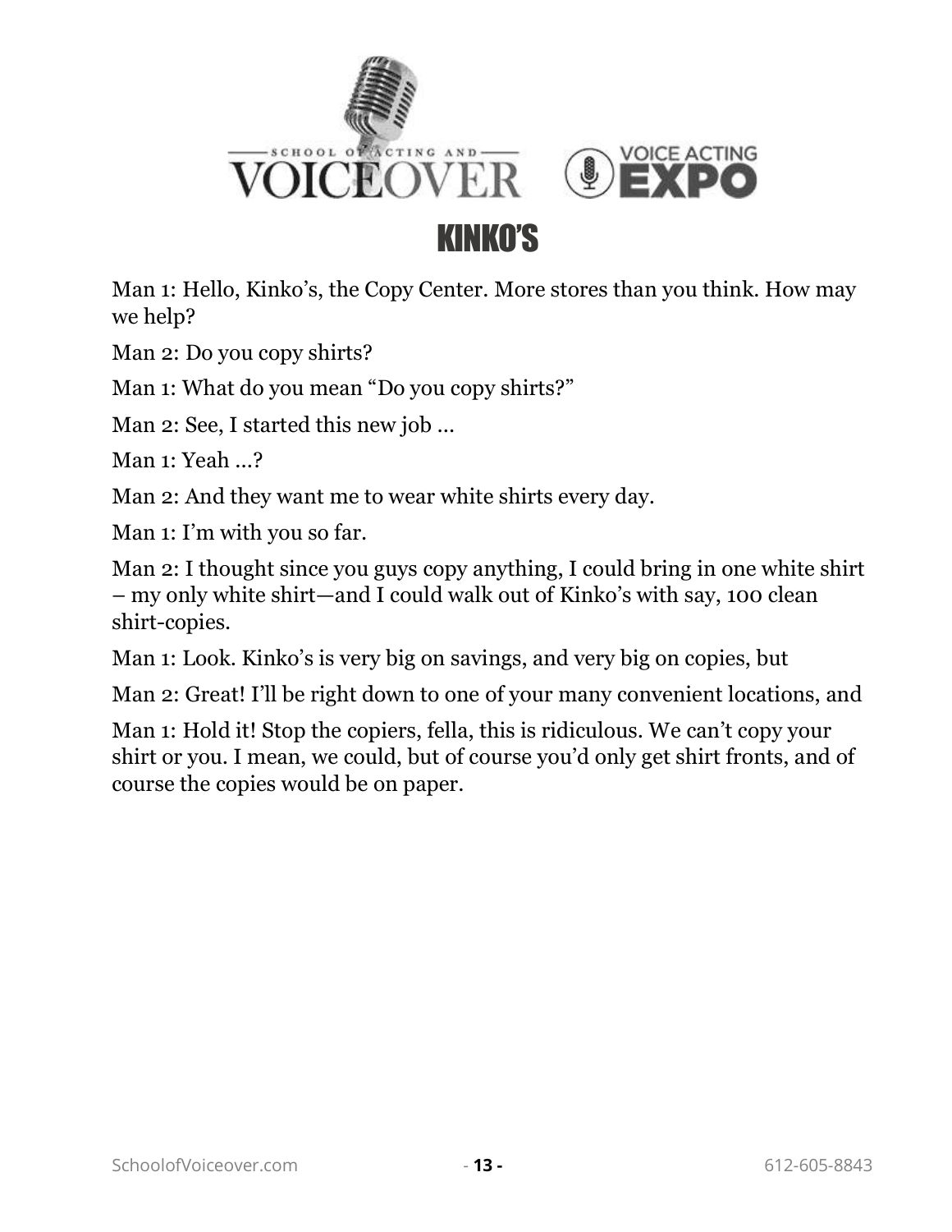# KINKO'S

Man 1: Hello, Kinko's, the Copy Center. More stores than you think. How may we help?

Man 2: Do you copy shirts?

Man 1: What do you mean "Do you copy shirts?"

Man 2: See, I started this new job …

Man 1: Yeah …?

Man 2: And they want me to wear white shirts every day.

Man 1: I'm with you so far.

Man 2: I thought since you guys copy anything, I could bring in one white shirt – my only white shirt—and I could walk out of Kinko's with say, 100 clean shirt-copies.

Man 1: Look. Kinko's is very big on savings, and very big on copies, but

Man 2: Great! I'll be right down to one of your many convenient locations, and

Man 1: Hold it! Stop the copiers, fella, this is ridiculous. We can't copy your shirt or you. I mean, we could, but of course you'd only get shirt fronts, and of course the copies would be on paper.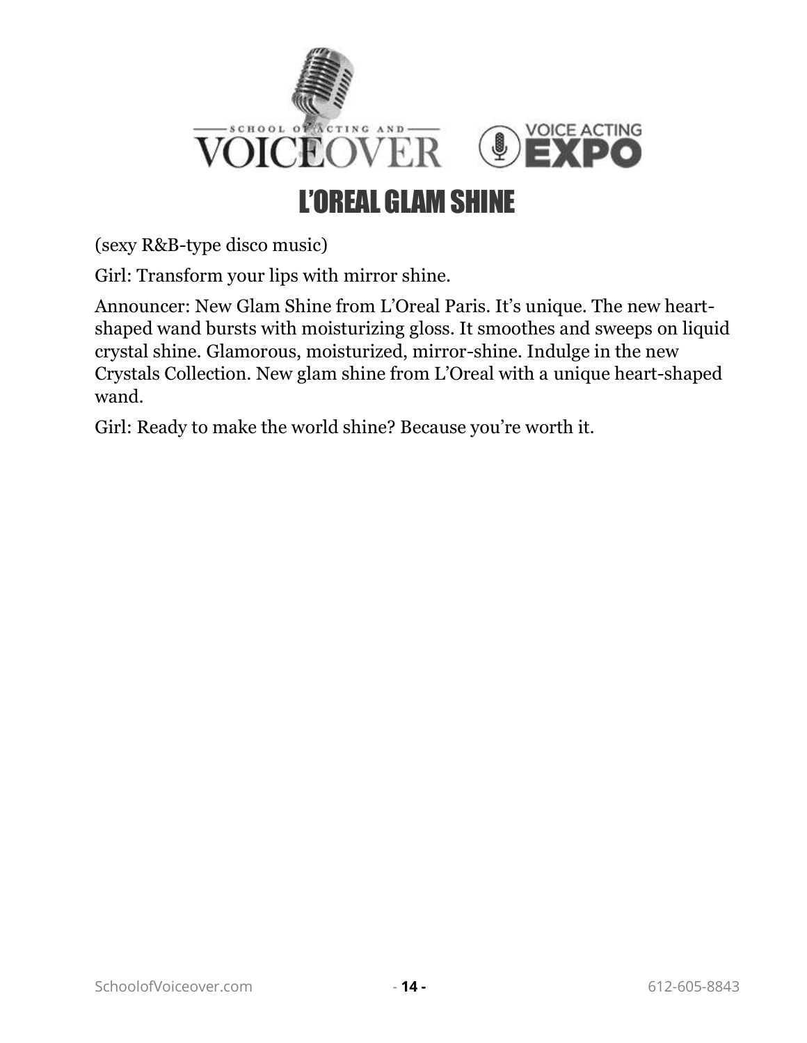# L'OREAL GLAM SHINE

(sexy R&B-type disco music)

Girl: Transform your lips with mirror shine.

Announcer: New Glam Shine from L'Oreal Paris. It's unique. The new heart-shaped wand bursts with moisturizing gloss. It smoothes and sweeps on liquid crystal shine. Glamorous, moisturized, mirror-shine. Indulge in the new Crystals Collection. New glam shine from L'Oreal with a unique heart-shaped wand.

Girl: Ready to make the world shine? Because you're worth it.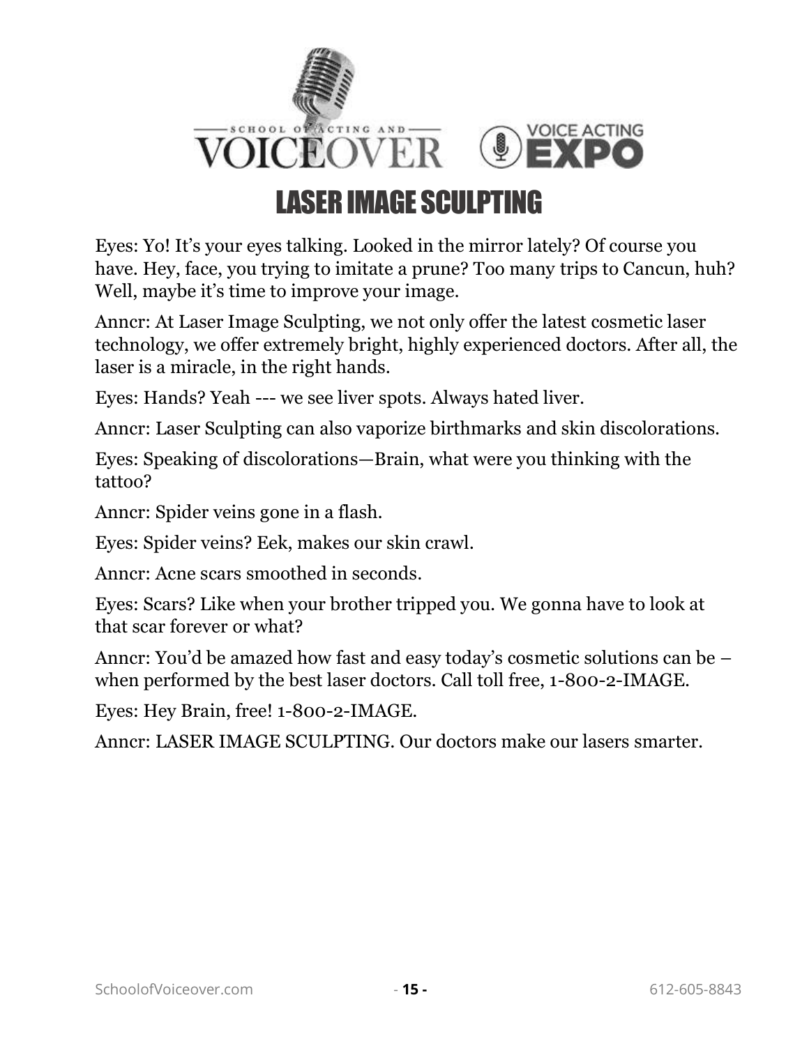# LASER IMAGE SCULPTING

Eyes: Yo! It's your eyes talking. Looked in the mirror lately? Of course you have. Hey, face, you trying to imitate a prune? Too many trips to Cancun, huh? Well, maybe it's time to improve your image.

Anncr: At Laser Image Sculpting, we not only offer the latest cosmetic laser technology, we offer extremely bright, highly experienced doctors. After all, the laser is a miracle, in the right hands.

Eyes: Hands? Yeah --- we see liver spots. Always hated liver.

Anncr: Laser Sculpting can also vaporize birthmarks and skin discolorations.

Eyes: Speaking of discolorations—Brain, what were you thinking with the tattoo?

Anncr: Spider veins gone in a flash.

Eyes: Spider veins? Eek, makes our skin crawl.

Anncr: Acne scars smoothed in seconds.

Eyes: Scars? Like when your brother tripped you. We gonna have to look at that scar forever or what?

Anncr: You'd be amazed how fast and easy today's cosmetic solutions can be – when performed by the best laser doctors. Call toll free, 1-800-2-IMAGE.

Eyes: Hey Brain, free! 1-800-2-IMAGE.

Anncr: LASER IMAGE SCULPTING. Our doctors make our lasers smarter.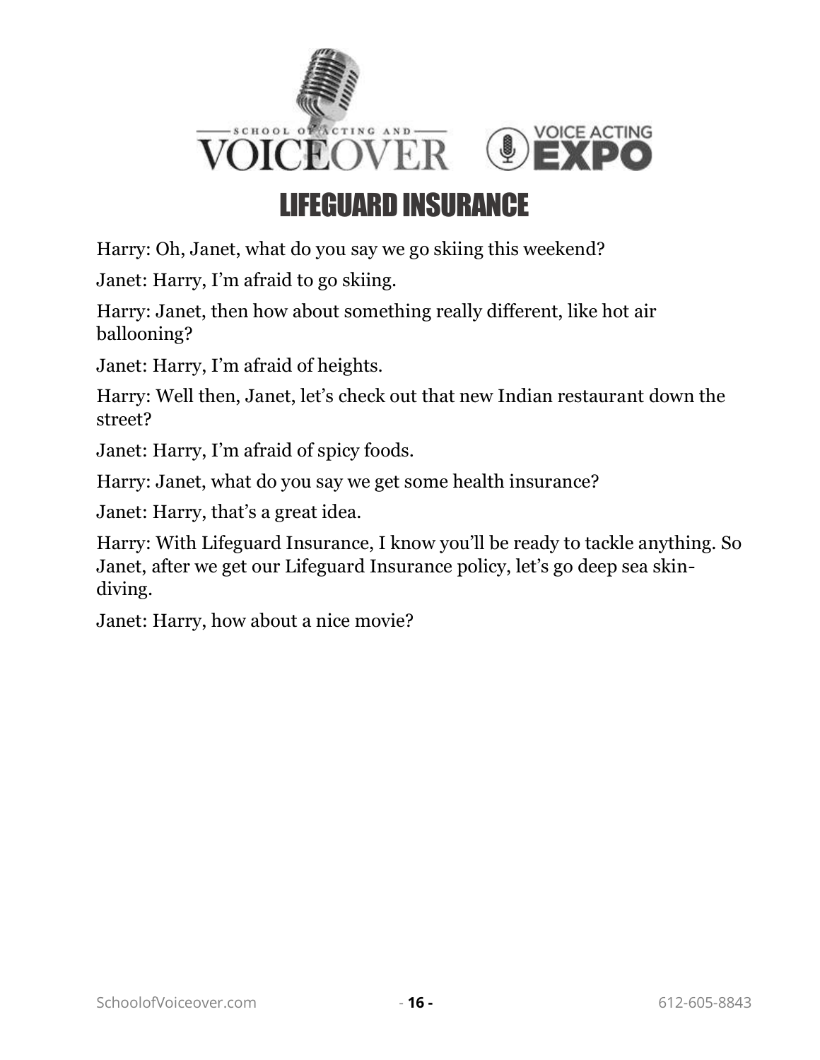# LIFEGUARD INSURANCE

Harry: Oh, Janet, what do you say we go skiing this weekend?

Janet: Harry, I'm afraid to go skiing.

Harry: Janet, then how about something really different, like hot air ballooning?

Janet: Harry, I'm afraid of heights.

Harry: Well then, Janet, let's check out that new Indian restaurant down the street?

Janet: Harry, I'm afraid of spicy foods.

Harry: Janet, what do you say we get some health insurance?

Janet: Harry, that's a great idea.

Harry: With Lifeguard Insurance, I know you'll be ready to tackle anything. So Janet, after we get our Lifeguard Insurance policy, let's go deep sea skin-diving.

Janet: Harry, how about a nice movie?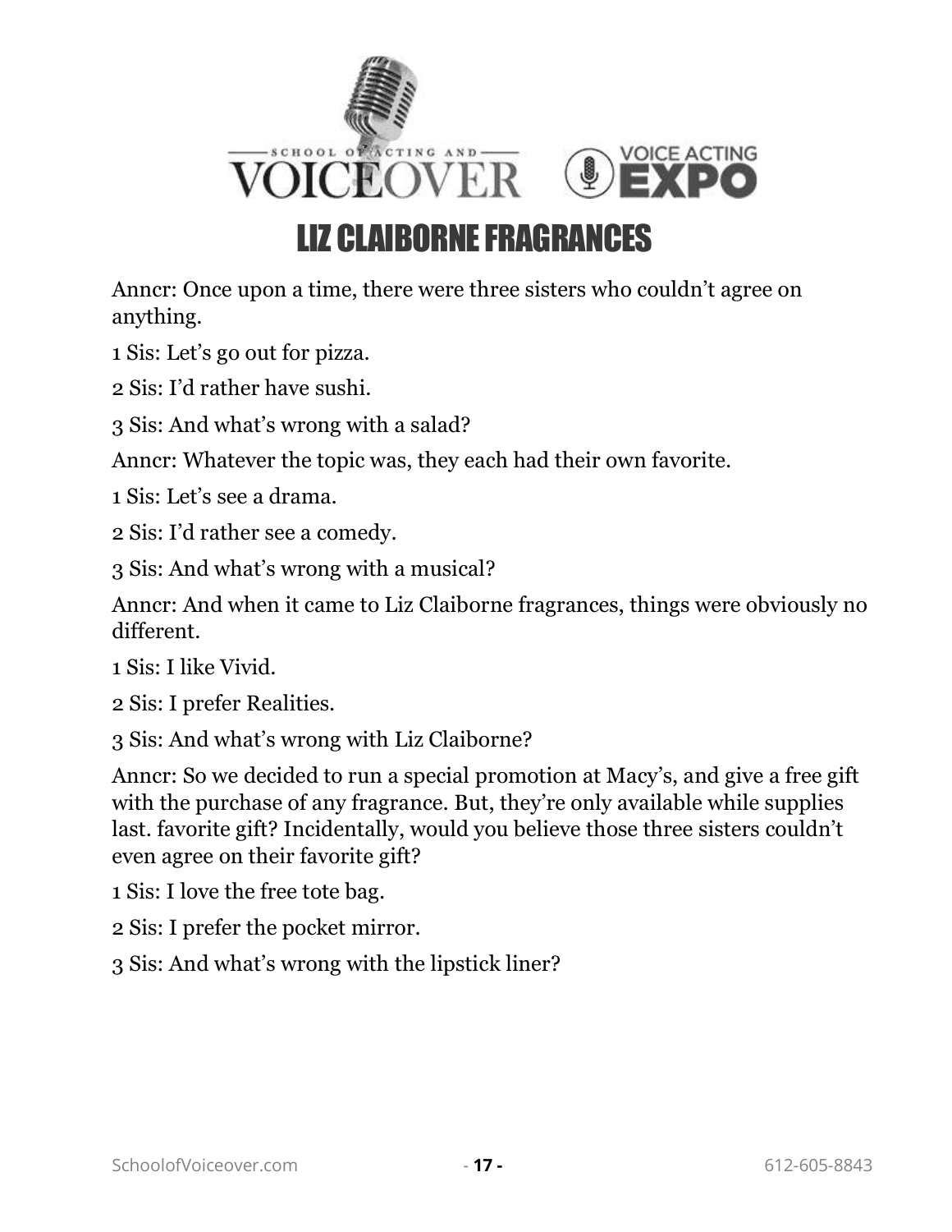# LIZ CLAIBORNE FRAGRANCES

Anncr: Once upon a time, there were three sisters who couldn't agree on anything.

1 Sis: Let's go out for pizza.

2 Sis: I'd rather have sushi.

3 Sis: And what's wrong with a salad?

Anncr: Whatever the topic was, they each had their own favorite.

1 Sis: Let's see a drama.

2 Sis: I'd rather see a comedy.

3 Sis: And what's wrong with a musical?

Anncr: And when it came to Liz Claiborne fragrances, things were obviously no different.

1 Sis: I like Vivid.

2 Sis: I prefer Realities.

3 Sis: And what's wrong with Liz Claiborne?

Anncr: So we decided to run a special promotion at Macy's, and give a free gift with the purchase of any fragrance. But, they're only available while supplies last. favorite gift? Incidentally, would you believe those three sisters couldn't even agree on their favorite gift?

1 Sis: I love the free tote bag.

2 Sis: I prefer the pocket mirror.

3 Sis: And what's wrong with the lipstick liner?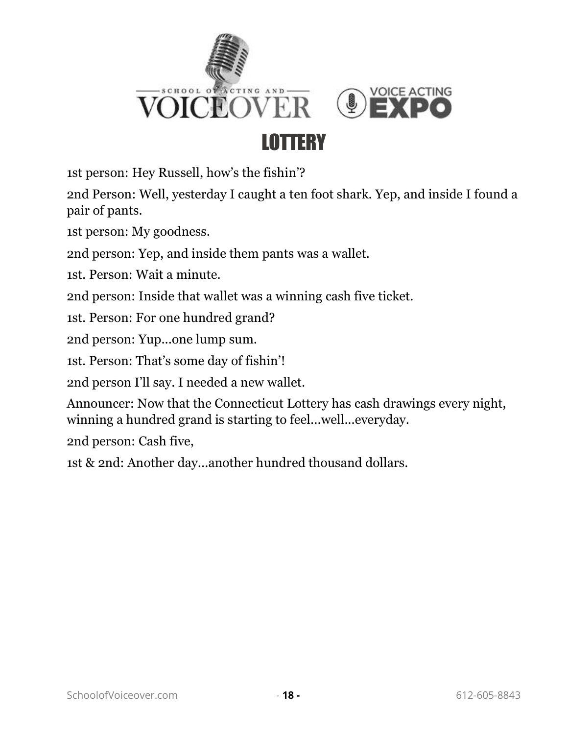# LOTTERY

1st person: Hey Russell, how's the fishin'?

2nd Person: Well, yesterday I caught a ten foot shark. Yep, and inside I found a pair of pants.

1st person: My goodness.

2nd person: Yep, and inside them pants was a wallet.

1st. Person: Wait a minute.

2nd person: Inside that wallet was a winning cash five ticket.

1st. Person: For one hundred grand?

2nd person: Yup…one lump sum.

1st. Person: That's some day of fishin'!

2nd person I'll say. I needed a new wallet.

Announcer: Now that the Connecticut Lottery has cash drawings every night, winning a hundred grand is starting to feel…well…everyday.

2nd person: Cash five,

1st & 2nd: Another day…another hundred thousand dollars.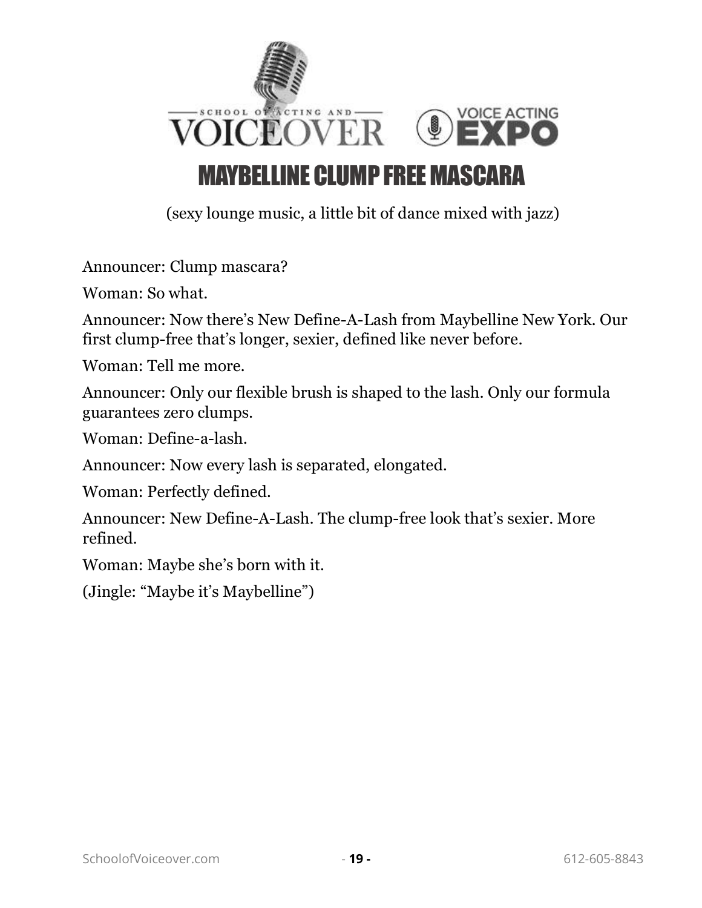# MAYBELLINE CLUMP FREE MASCARA

(sexy lounge music, a little bit of dance mixed with jazz)

Announcer: Clump mascara?

Woman: So what.

Announcer: Now there's New Define-A-Lash from Maybelline New York. Our first clump-free that's longer, sexier, defined like never before.

Woman: Tell me more.

Announcer: Only our flexible brush is shaped to the lash. Only our formula guarantees zero clumps.

Woman: Define-a-lash.

Announcer: Now every lash is separated, elongated.

Woman: Perfectly defined.

Announcer: New Define-A-Lash. The clump-free look that's sexier. More refined.

Woman: Maybe she's born with it.

(Jingle: "Maybe it's Maybelline")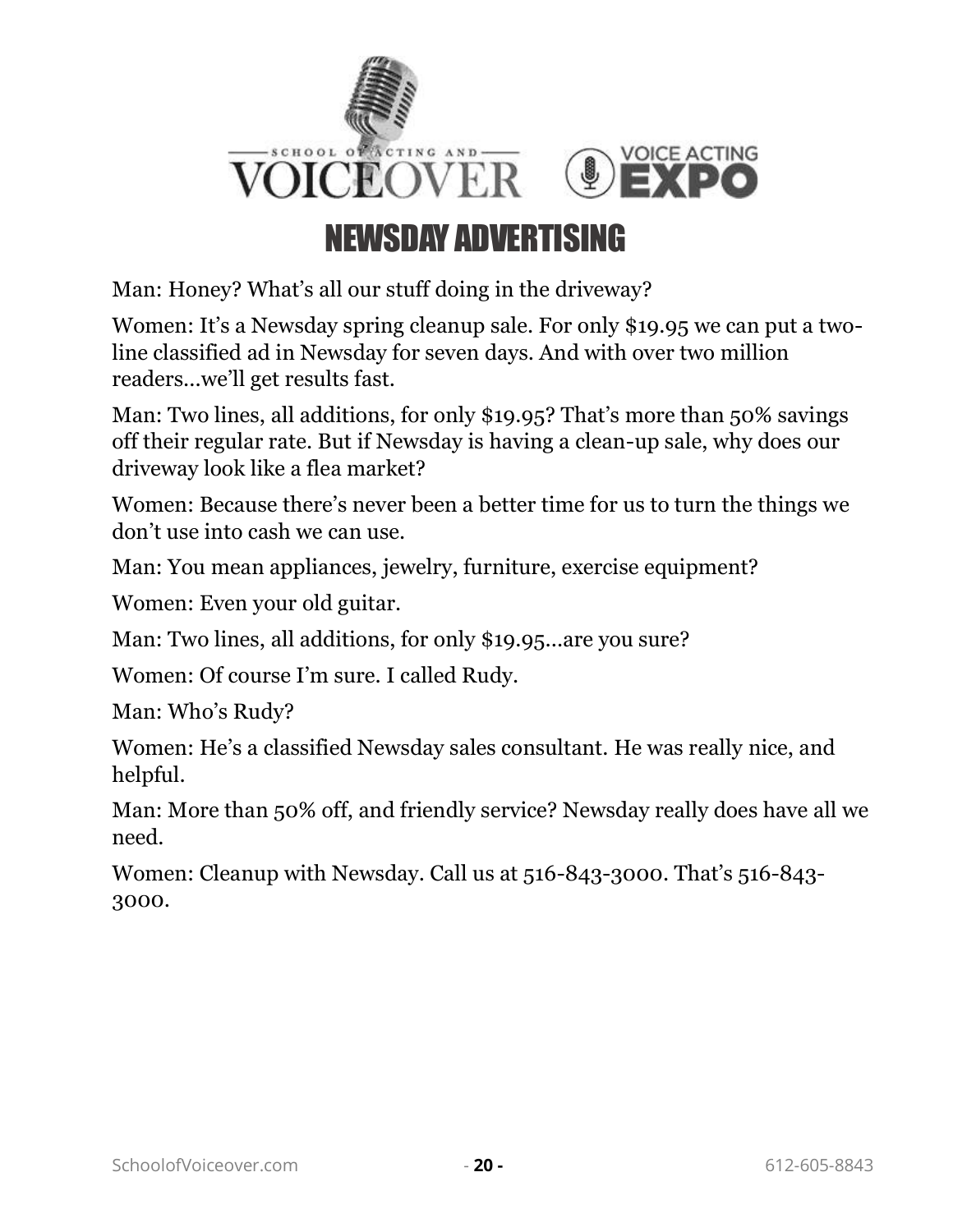# NEWSDAY ADVERTISING

Man: Honey? What's all our stuff doing in the driveway?

Women: It's a Newsday spring cleanup sale. For only $19.95 we can put a two-line classified ad in Newsday for seven days. And with over two million readers…we'll get results fast.

Man: Two lines, all additions, for only $19.95? That's more than 50% savings off their regular rate. But if Newsday is having a clean-up sale, why does our driveway look like a flea market?

Women: Because there's never been a better time for us to turn the things we don't use into cash we can use.

Man: You mean appliances, jewelry, furniture, exercise equipment?

Women: Even your old guitar.

Man: Two lines, all additions, for only $19.95…are you sure?

Women: Of course I'm sure. I called Rudy.

Man: Who's Rudy?

Women: He's a classified Newsday sales consultant. He was really nice, and helpful.

Man: More than 50% off, and friendly service? Newsday really does have all we need.

Women: Cleanup with Newsday. Call us at 516-843-3000. That's 516-843-3000.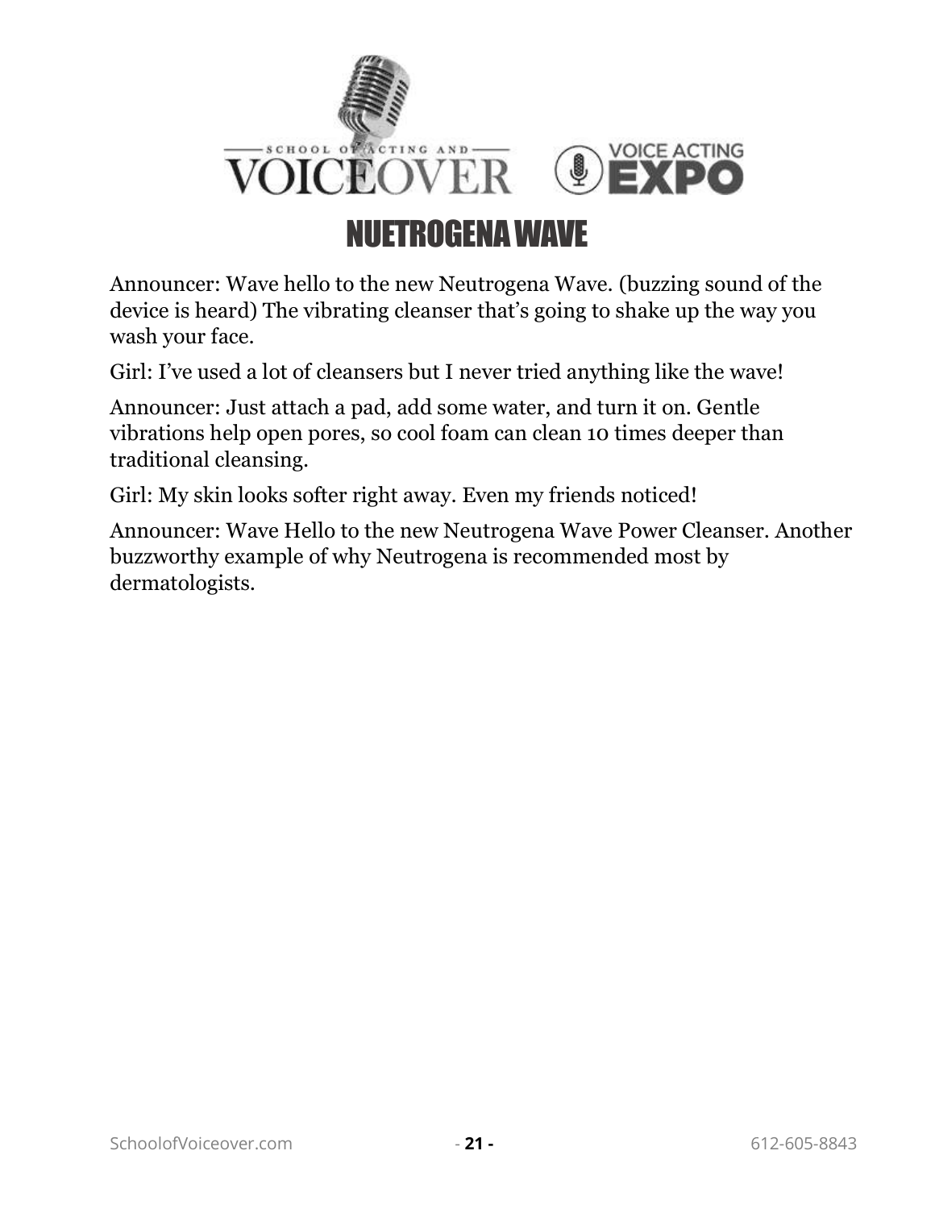# NUETROGENA WAVE

Announcer: Wave hello to the new Neutrogena Wave. (buzzing sound of the device is heard) The vibrating cleanser that's going to shake up the way you wash your face.

Girl: I've used a lot of cleansers but I never tried anything like the wave!

Announcer: Just attach a pad, add some water, and turn it on. Gentle vibrations help open pores, so cool foam can clean 10 times deeper than traditional cleansing.

Girl: My skin looks softer right away. Even my friends noticed!

Announcer: Wave Hello to the new Neutrogena Wave Power Cleanser. Another buzzworthy example of why Neutrogena is recommended most by dermatologists.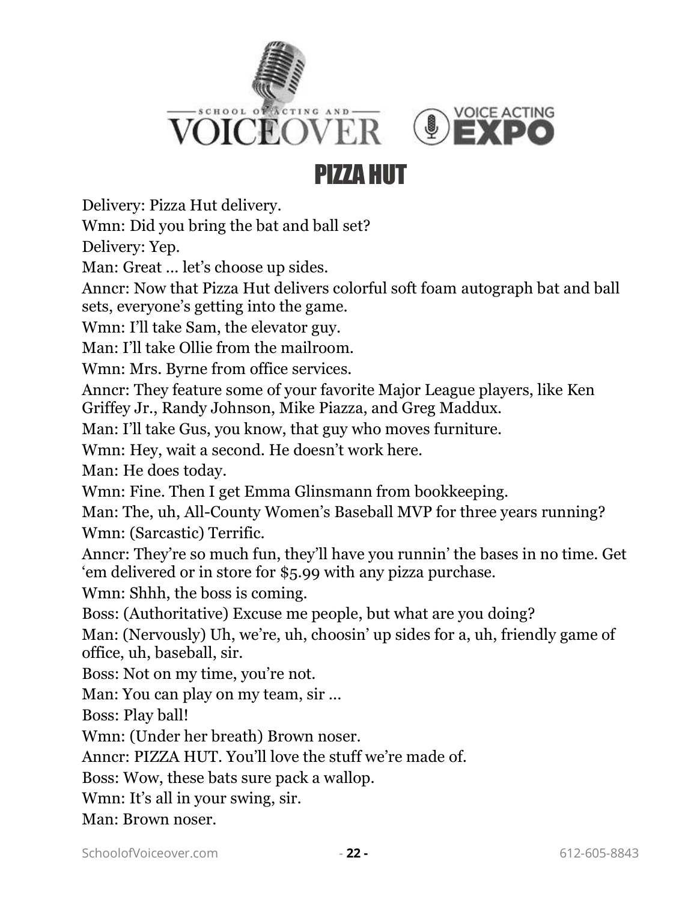# PIZZA HUT

Delivery: Pizza Hut delivery.

Wmn: Did you bring the bat and ball set?

Delivery: Yep.

Man: Great ... let's choose up sides.

Anncr: Now that Pizza Hut delivers colorful soft foam autograph bat and ball sets, everyone's getting into the game.

Wmn: I'll take Sam, the elevator guy.

Man: I'll take Ollie from the mailroom.

Wmn: Mrs. Byrne from office services.

Anncr: They feature some of your favorite Major League players, like Ken Griffey Jr., Randy Johnson, Mike Piazza, and Greg Maddux.

Man: I'll take Gus, you know, that guy who moves furniture.

Wmn: Hey, wait a second. He doesn't work here.

Man: He does today.

Wmn: Fine. Then I get Emma Glinsmann from bookkeeping.

Man: The, uh, All-County Women's Baseball MVP for three years running?

Wmn: (Sarcastic) Terrific.

Anncr: They're so much fun, they'll have you runnin' the bases in no time. Get 'em delivered or in store for $5.99 with any pizza purchase.

Wmn: Shhh, the boss is coming.

Boss: (Authoritative) Excuse me people, but what are you doing?

Man: (Nervously) Uh, we're, uh, choosin' up sides for a, uh, friendly game of office, uh, baseball, sir.

Boss: Not on my time, you're not.

Man: You can play on my team, sir ...

Boss: Play ball!

Wmn: (Under her breath) Brown noser.

Anncr: PIZZA HUT. You'll love the stuff we're made of.

Boss: Wow, these bats sure pack a wallop.

Wmn: It's all in your swing, sir.

Man: Brown noser.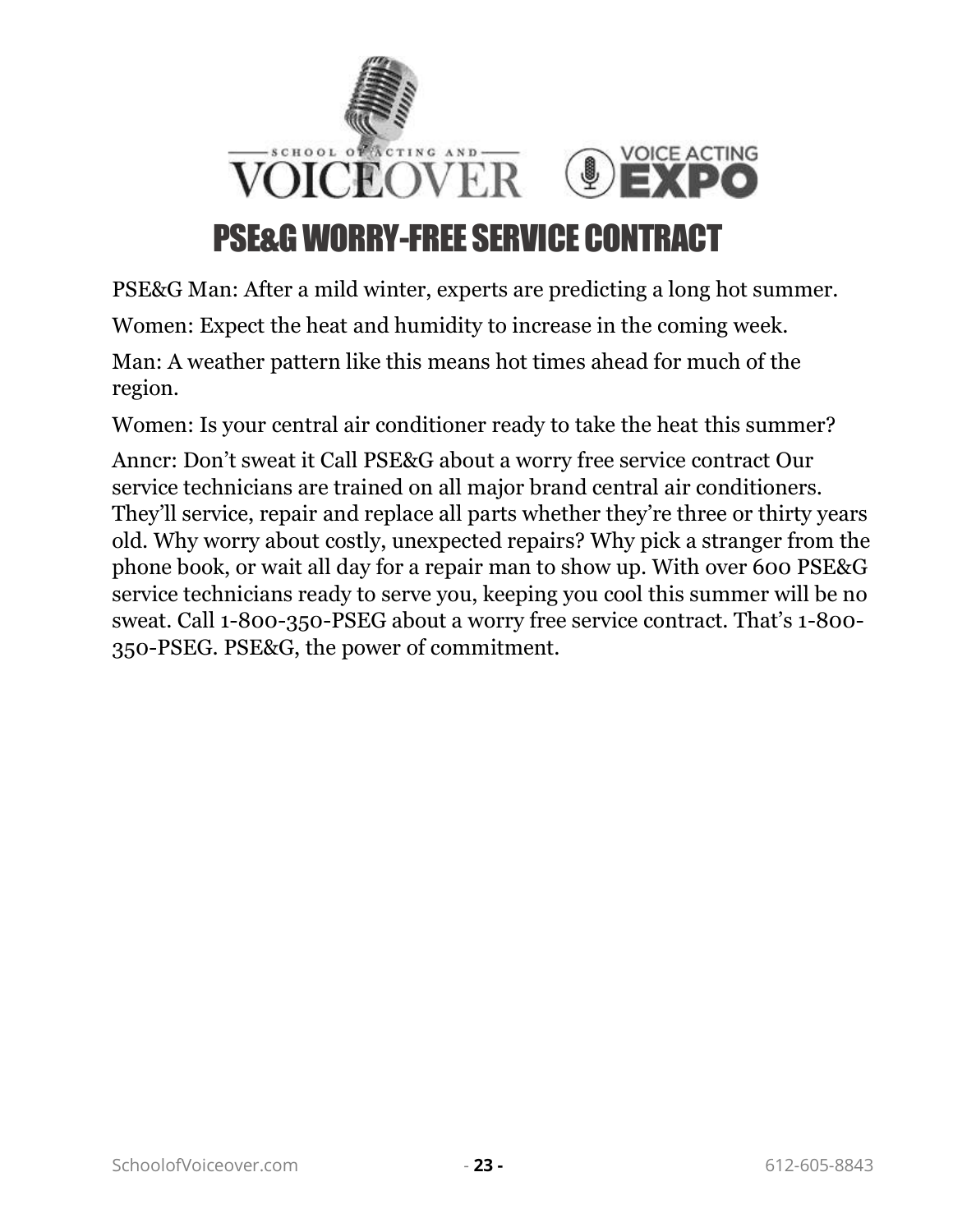# PSE&G WORRY-FREE SERVICE CONTRACT

PSE&G Man: After a mild winter, experts are predicting a long hot summer.

Women: Expect the heat and humidity to increase in the coming week.

Man: A weather pattern like this means hot times ahead for much of the region.

Women: Is your central air conditioner ready to take the heat this summer?

Anncr: Don't sweat it Call PSE&G about a worry free service contract Our service technicians are trained on all major brand central air conditioners. They'll service, repair and replace all parts whether they're three or thirty years old. Why worry about costly, unexpected repairs? Why pick a stranger from the phone book, or wait all day for a repair man to show up. With over 600 PSE&G service technicians ready to serve you, keeping you cool this summer will be no sweat. Call 1-800-350-PSEG about a worry free service contract. That's 1-800-350-PSEG. PSE&G, the power of commitment.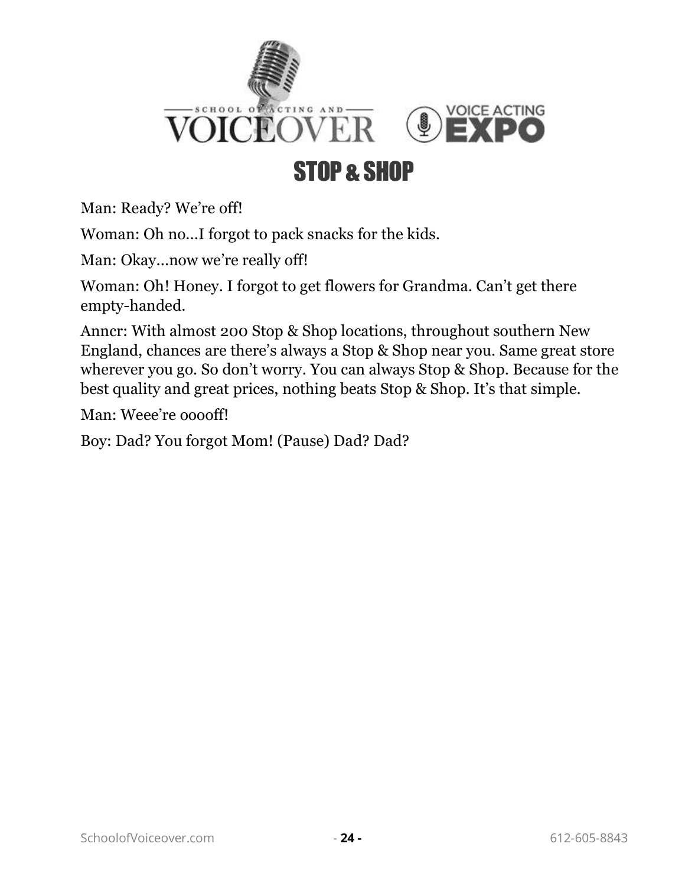# STOP & SHOP

Man: Ready? We're off!

Woman: Oh no…I forgot to pack snacks for the kids.

Man: Okay…now we're really off!

Woman: Oh! Honey. I forgot to get flowers for Grandma. Can't get there empty-handed.

Anncr: With almost 200 Stop & Shop locations, throughout southern New England, chances are there's always a Stop & Shop near you. Same great store wherever you go. So don't worry. You can always Stop & Shop. Because for the best quality and great prices, nothing beats Stop & Shop. It's that simple.

Man: Weee're ooooff!

Boy: Dad? You forgot Mom! (Pause) Dad? Dad?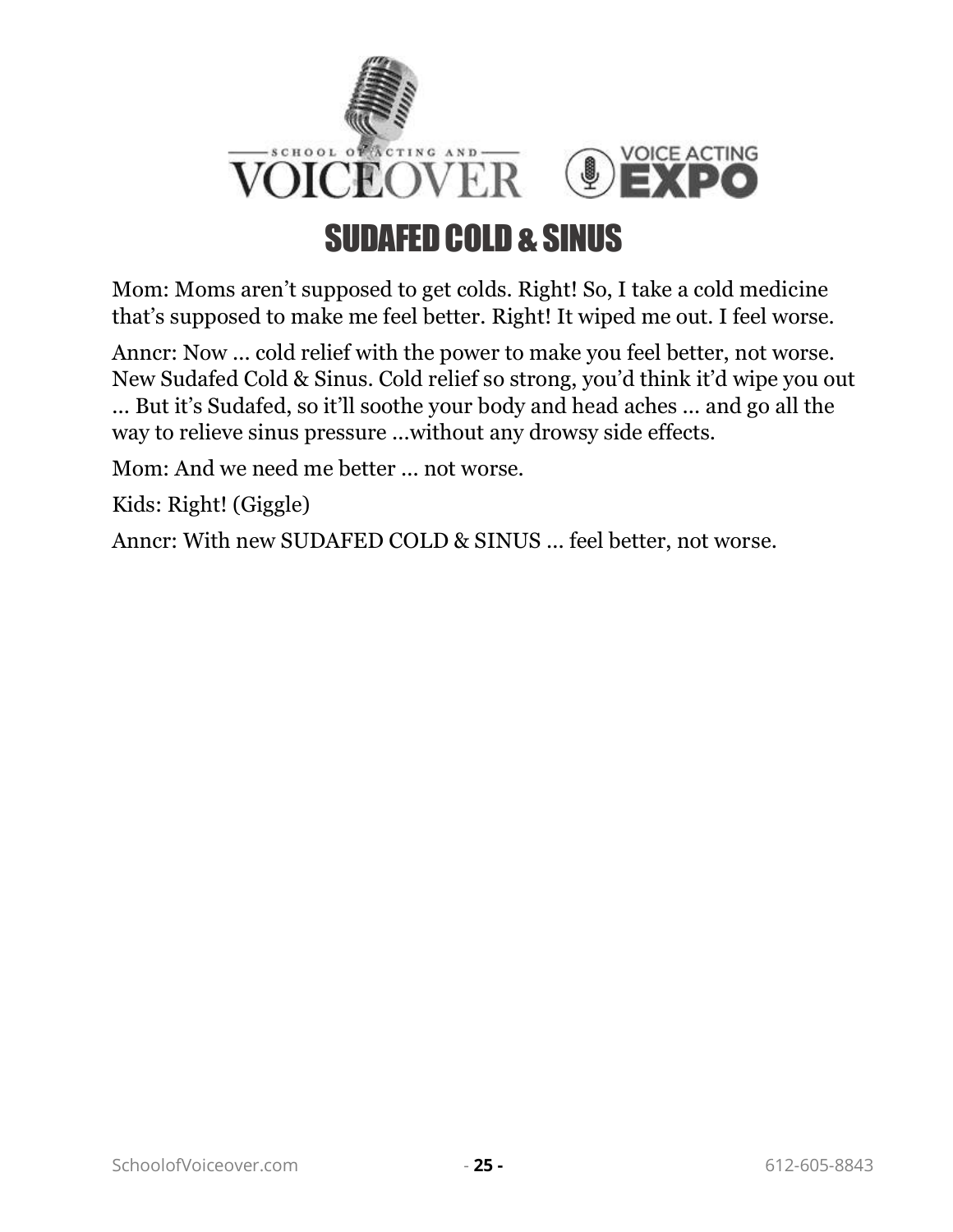# SUDAFED COLD & SINUS

Mom: Moms aren't supposed to get colds. Right! So, I take a cold medicine that's supposed to make me feel better. Right! It wiped me out. I feel worse.

Anncr: Now ... cold relief with the power to make you feel better, not worse. New Sudafed Cold & Sinus. Cold relief so strong, you'd think it'd wipe you out ... But it's Sudafed, so it'll soothe your body and head aches ... and go all the way to relieve sinus pressure ...without any drowsy side effects.

Mom: And we need me better ... not worse.

Kids: Right! (Giggle)

Anncr: With new SUDAFED COLD & SINUS ... feel better, not worse.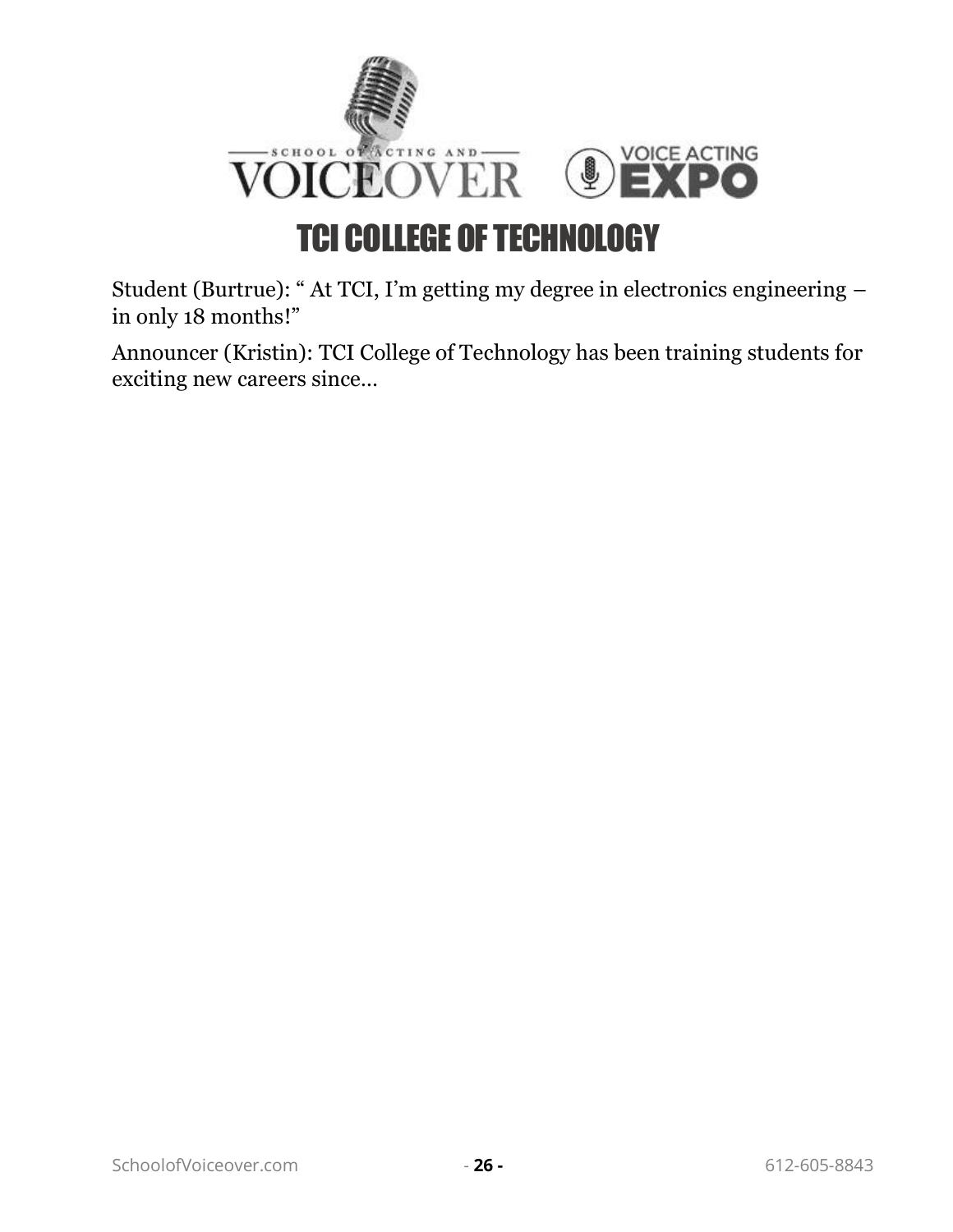# TCI COLLEGE OF TECHNOLOGY

Student (Burtrue): " At TCI, I'm getting my degree in electronics engineering – in only 18 months!"

Announcer (Kristin): TCI College of Technology has been training students for exciting new careers since…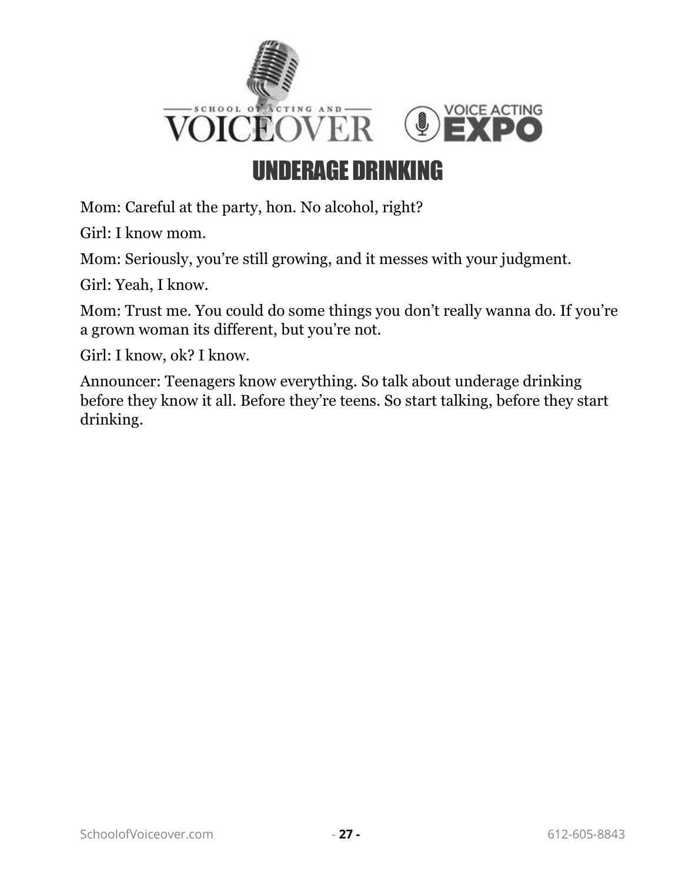# UNDERAGE DRINKING

Mom: Careful at the party, hon. No alcohol, right?

Girl: I know mom.

Mom: Seriously, you're still growing, and it messes with your judgment.

Girl: Yeah, I know.

Mom: Trust me. You could do some things you don't really wanna do. If you're a grown woman its different, but you're not.

Girl: I know, ok? I know.

Announcer: Teenagers know everything. So talk about underage drinking before they know it all. Before they're teens. So start talking, before they start drinking.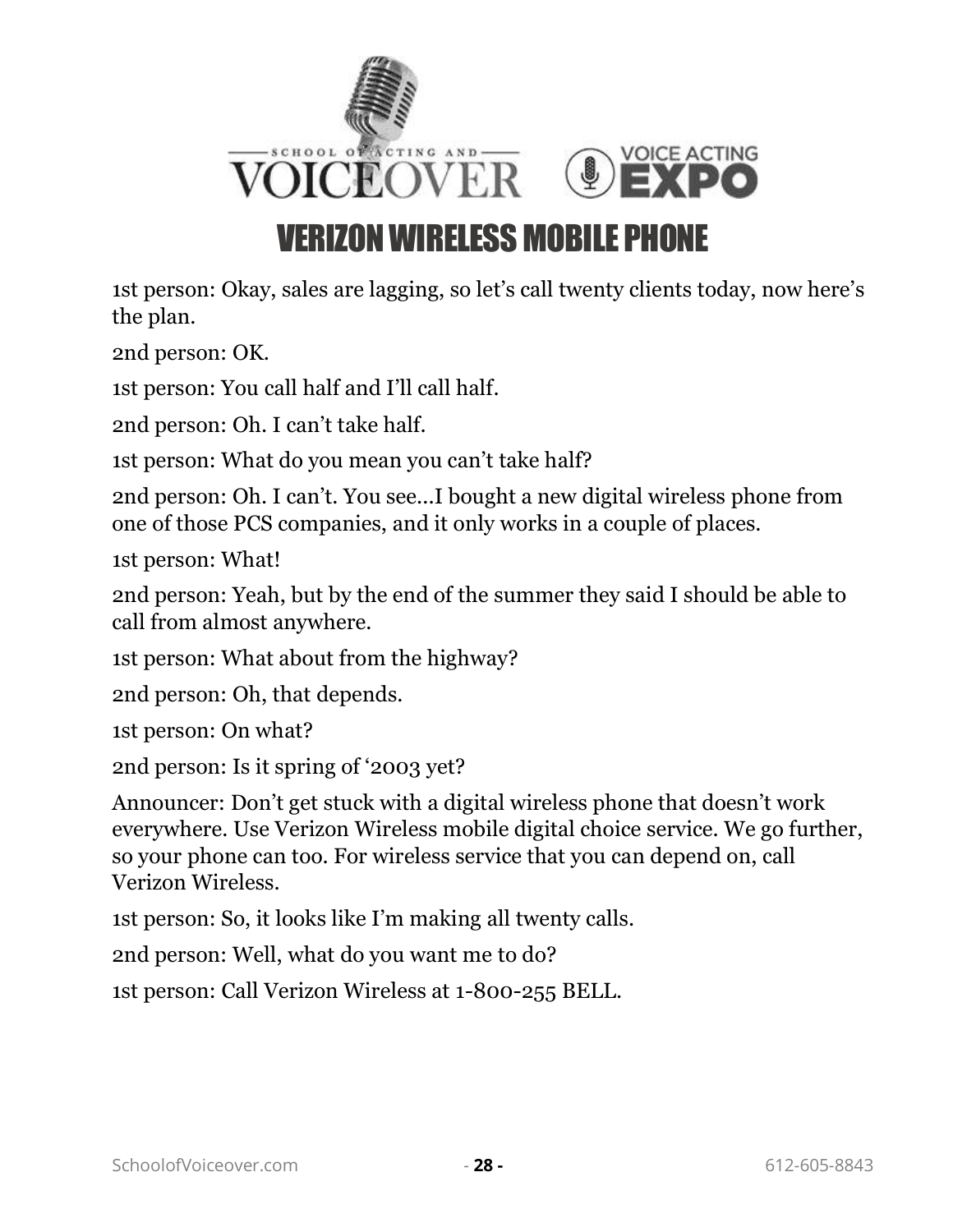# VERIZON WIRELESS MOBILE PHONE

1st person: Okay, sales are lagging, so let's call twenty clients today, now here's the plan.

2nd person: OK.

1st person: You call half and I'll call half.

2nd person: Oh. I can't take half.

1st person: What do you mean you can't take half?

2nd person: Oh. I can't. You see...I bought a new digital wireless phone from one of those PCS companies, and it only works in a couple of places.

1st person: What!

2nd person: Yeah, but by the end of the summer they said I should be able to call from almost anywhere.

1st person: What about from the highway?

2nd person: Oh, that depends.

1st person: On what?

2nd person: Is it spring of '2003 yet?

Announcer: Don't get stuck with a digital wireless phone that doesn't work everywhere. Use Verizon Wireless mobile digital choice service. We go further, so your phone can too. For wireless service that you can depend on, call Verizon Wireless.

1st person: So, it looks like I'm making all twenty calls.

2nd person: Well, what do you want me to do?

1st person: Call Verizon Wireless at 1-800-255 BELL.